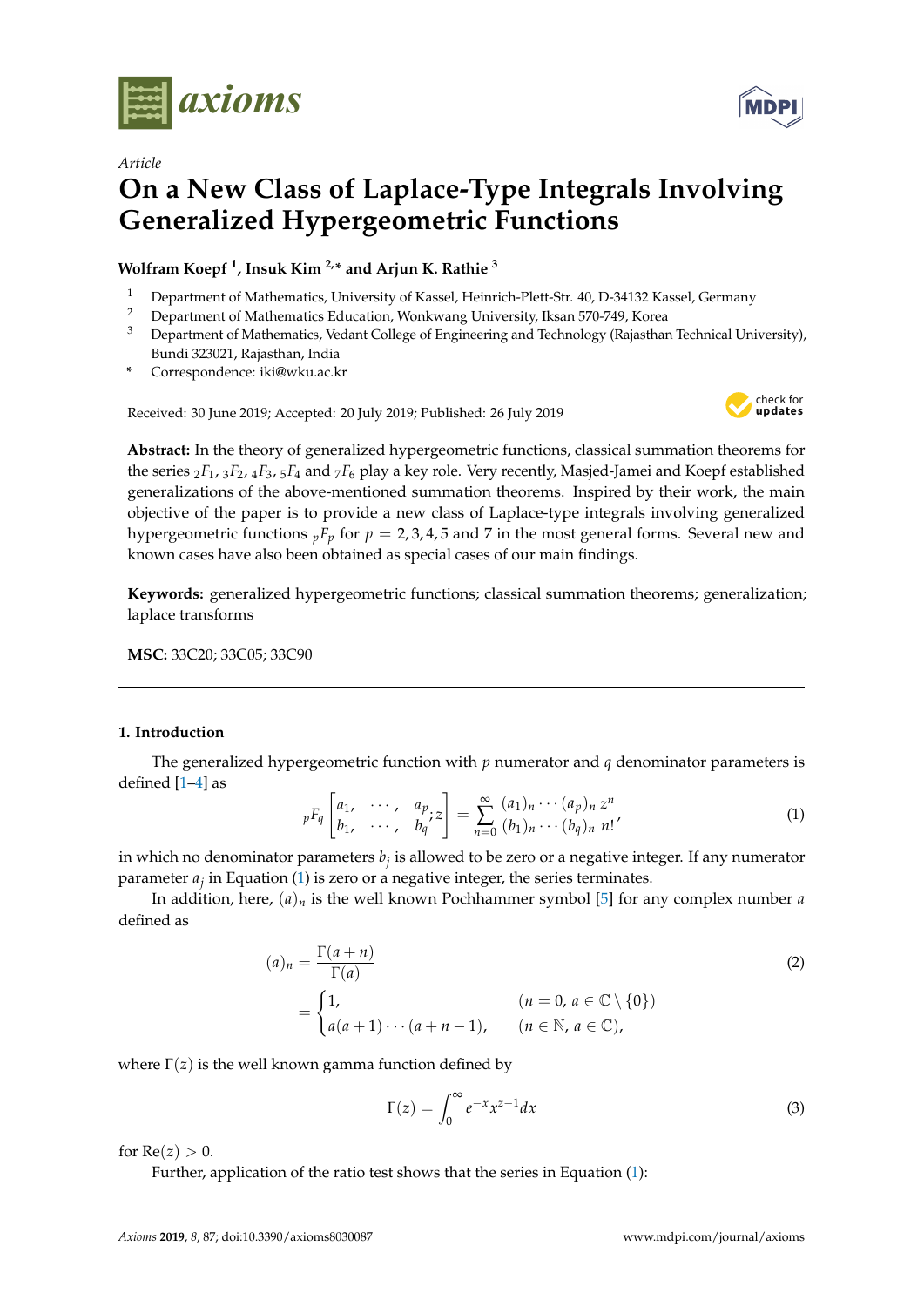*Article*

# On a New Class of Laplace-Type Integrals Involving Generalized Hypergeometric Functions

**Wolfram Koepf [1], Insuk Kim [2,*] and Arjun K. Rathie [3]**

[1] Department of Mathematics, University of Kassel, Heinrich-Plett-Str. 40, D-34132 Kassel, Germany
[2] Department of Mathematics Education, Wonkwang University, Iksan 570-749, Korea
[3] Department of Mathematics, Vedant College of Engineering and Technology (Rajasthan Technical University), Bundi 323021, Rajasthan, India
* Correspondence: iki@wku.ac.kr

Received: 30 June 2019; Accepted: 20 July 2019; Published: 26 July 2019

**Abstract:** In the theory of generalized hypergeometric functions, classical summation theorems for the series ${}_2F_1$, ${}_3F_2$, ${}_4F_3$, ${}_5F_4$ and ${}_7F_6$ play a key role. Very recently, Masjed-Jamei and Koepf established generalizations of the above-mentioned summation theorems. Inspired by their work, the main objective of the paper is to provide a new class of Laplace-type integrals involving generalized hypergeometric functions ${}_pF_p$ for $p = 2, 3, 4, 5$ and 7 in the most general forms. Several new and known cases have also been obtained as special cases of our main findings.

**Keywords:** generalized hypergeometric functions; classical summation theorems; generalization; laplace transforms

**MSC:** 33C20; 33C05; 33C90

## 1. Introduction

The generalized hypergeometric function with $p$ numerator and $q$ denominator parameters is defined [1–4] as

$$
{}_pF_q\left[\begin{matrix} a_1, & \cdots, & a_p \\ b_1, & \cdots, & b_q \end{matrix}; z\right] = \sum_{n=0}^{\infty} \frac{(a_1)_n \cdots (a_p)_n}{(b_1)_n \cdots (b_q)_n} \frac{z^n}{n!}, \tag{1}
$$

in which no denominator parameters $b_j$ is allowed to be zero or a negative integer. If any numerator parameter $a_j$ in Equation (1) is zero or a negative integer, the series terminates.

In addition, here, $(a)_n$ is the well known Pochhammer symbol [5] for any complex number $a$ defined as

$$
\begin{aligned}
(a)_n &= \frac{\Gamma(a+n)}{\Gamma(a)} \\
&= \begin{cases} 1, & (n = 0,\, a \in \mathbb{C} \setminus \{0\}) \\ a(a+1)\cdots(a+n-1), & (n \in \mathbb{N},\, a \in \mathbb{C}), \end{cases}
\end{aligned} \tag{2}
$$

where $\Gamma(z)$ is the well known gamma function defined by

$$
\Gamma(z) = \int_0^{\infty} e^{-x} x^{z-1} dx \tag{3}
$$

for $\mathrm{Re}(z) > 0$.

Further, application of the ratio test shows that the series in Equation (1):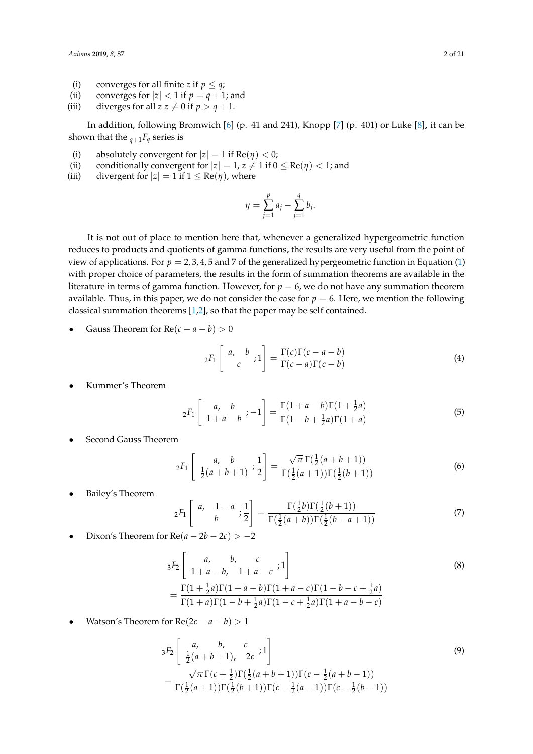(i) converges for all finite $z$ if $p \leq q$;

(ii) converges for $|z| < 1$ if $p = q + 1$; and

(iii) diverges for all $z$ $z \neq 0$ if $p > q + 1$.

In addition, following Bromwich [6] (p. 41 and 241), Knopp [7] (p. 401) or Luke [8], it can be shown that the ${}_{q+1}F_q$ series is

(i) absolutely convergent for $|z| = 1$ if $\mathrm{Re}(\eta) < 0$;

(ii) conditionally convergent for $|z| = 1, z \neq 1$ if $0 \leq \mathrm{Re}(\eta) < 1$; and

(iii) divergent for $|z| = 1$ if $1 \leq \mathrm{Re}(\eta)$, where

$$\eta = \sum_{j=1}^{p} a_j - \sum_{j=1}^{q} b_j.$$

It is not out of place to mention here that, whenever a generalized hypergeometric function reduces to products and quotients of gamma functions, the results are very useful from the point of view of applications. For $p = 2, 3, 4, 5$ and 7 of the generalized hypergeometric function in Equation (1) with proper choice of parameters, the results in the form of summation theorems are available in the literature in terms of gamma function. However, for $p = 6$, we do not have any summation theorem available. Thus, in this paper, we do not consider the case for $p = 6$. Here, we mention the following classical summation theorems [1,2], so that the paper may be self contained.

- Gauss Theorem for $\mathrm{Re}(c - a - b) > 0$

$$ {}_2F_1\left[\begin{array}{c} a, \quad b \\ c \end{array}; 1\right] = \frac{\Gamma(c)\Gamma(c-a-b)}{\Gamma(c-a)\Gamma(c-b)} \tag{4}$$

- Kummer's Theorem

$$ {}_2F_1\left[\begin{array}{c} a, \quad b \\ 1+a-b \end{array}; -1\right] = \frac{\Gamma(1+a-b)\Gamma(1+\frac{1}{2}a)}{\Gamma(1-b+\frac{1}{2}a)\Gamma(1+a)} \tag{5}$$

- Second Gauss Theorem

$$ {}_2F_1\left[\begin{array}{c} a, \quad b \\ \frac{1}{2}(a+b+1) \end{array}; \frac{1}{2}\right] = \frac{\sqrt{\pi}\,\Gamma(\frac{1}{2}(a+b+1))}{\Gamma(\frac{1}{2}(a+1))\Gamma(\frac{1}{2}(b+1))} \tag{6}$$

- Bailey's Theorem

$$ {}_2F_1\left[\begin{array}{c} a, \quad 1-a \\ b \end{array}; \frac{1}{2}\right] = \frac{\Gamma(\frac{1}{2}b)\Gamma(\frac{1}{2}(b+1))}{\Gamma(\frac{1}{2}(a+b))\Gamma(\frac{1}{2}(b-a+1))} \tag{7}$$

- Dixon's Theorem for $\mathrm{Re}(a - 2b - 2c) > -2$

$$\begin{aligned} &{}_3F_2\left[\begin{array}{c} a, \quad b, \quad c \\ 1+a-b, \quad 1+a-c \end{array}; 1\right] \\ &= \frac{\Gamma(1+\frac{1}{2}a)\Gamma(1+a-b)\Gamma(1+a-c)\Gamma(1-b-c+\frac{1}{2}a)}{\Gamma(1+a)\Gamma(1-b+\frac{1}{2}a)\Gamma(1-c+\frac{1}{2}a)\Gamma(1+a-b-c)} \end{aligned} \tag{8}$$

- Watson's Theorem for $\mathrm{Re}(2c - a - b) > 1$

$$\begin{aligned} &{}_3F_2\left[\begin{array}{c} a, \quad b, \quad c \\ \frac{1}{2}(a+b+1), \quad 2c \end{array}; 1\right] \\ &= \frac{\sqrt{\pi}\,\Gamma(c+\frac{1}{2})\Gamma(\frac{1}{2}(a+b+1))\Gamma(c-\frac{1}{2}(a+b-1))}{\Gamma(\frac{1}{2}(a+1))\Gamma(\frac{1}{2}(b+1))\Gamma(c-\frac{1}{2}(a-1))\Gamma(c-\frac{1}{2}(b-1))} \end{aligned} \tag{9}$$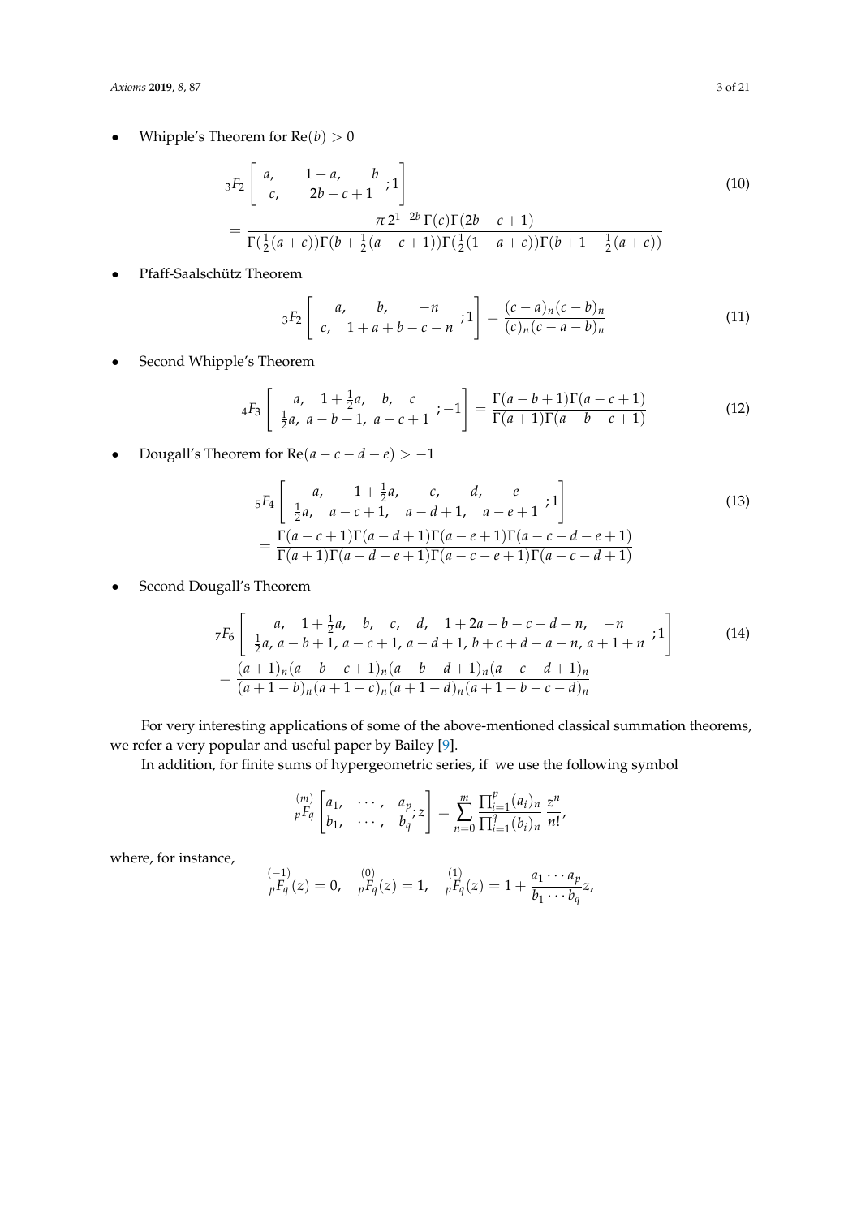- Whipple's Theorem for $\mathrm{Re}(b) > 0$

$$
{}_3F_2\left[\begin{array}{ccc} a, & 1-a, & b \\ c, & 2b-c+1 \end{array};1\right] \tag{10}
$$
$$
= \frac{\pi\, 2^{1-2b}\,\Gamma(c)\Gamma(2b-c+1)}{\Gamma(\frac{1}{2}(a+c))\Gamma(b+\frac{1}{2}(a-c+1))\Gamma(\frac{1}{2}(1-a+c))\Gamma(b+1-\frac{1}{2}(a+c))}
$$

- Pfaff-Saalschütz Theorem

$$
{}_3F_2\left[\begin{array}{ccc} a, & b, & -n \\ c, & 1+a+b-c-n \end{array};1\right] = \frac{(c-a)_n(c-b)_n}{(c)_n(c-a-b)_n} \tag{11}
$$

- Second Whipple's Theorem

$$
{}_4F_3\left[\begin{array}{cccc} a, & 1+\frac{1}{2}a, & b, & c \\ \frac{1}{2}a, & a-b+1, & a-c+1 \end{array};-1\right] = \frac{\Gamma(a-b+1)\Gamma(a-c+1)}{\Gamma(a+1)\Gamma(a-b-c+1)} \tag{12}
$$

- Dougall's Theorem for $\mathrm{Re}(a-c-d-e) > -1$

$$
{}_5F_4\left[\begin{array}{ccccc} a, & 1+\frac{1}{2}a, & c, & d, & e \\ \frac{1}{2}a, & a-c+1, & a-d+1, & a-e+1 \end{array};1\right] \tag{13}
$$
$$
= \frac{\Gamma(a-c+1)\Gamma(a-d+1)\Gamma(a-e+1)\Gamma(a-c-d-e+1)}{\Gamma(a+1)\Gamma(a-d-e+1)\Gamma(a-c-e+1)\Gamma(a-c-d+1)}
$$

- Second Dougall's Theorem

$$
{}_7F_6\left[\begin{array}{ccccccc} a, & 1+\frac{1}{2}a, & b, & c, & d, & 1+2a-b-c-d+n, & -n \\ \frac{1}{2}a, & a-b+1, & a-c+1, & a-d+1, & b+c+d-a-n, & a+1+n \end{array};1\right] \tag{14}
$$
$$
= \frac{(a+1)_n(a-b-c+1)_n(a-b-d+1)_n(a-c-d+1)_n}{(a+1-b)_n(a+1-c)_n(a+1-d)_n(a+1-b-c-d)_n}
$$

For very interesting applications of some of the above-mentioned classical summation theorems, we refer a very popular and useful paper by Bailey [9].

In addition, for finite sums of hypergeometric series, if we use the following symbol

$$
{}_p\overset{(m)}{F}_q\left[\begin{array}{ccc} a_1, & \cdots, & a_p \\ b_1, & \cdots, & b_q \end{array};z\right] = \sum_{n=0}^{m} \frac{\prod_{i=1}^{p}(a_i)_n}{\prod_{i=1}^{q}(b_i)_n}\,\frac{z^n}{n!},
$$

where, for instance,

$$
{}_p\overset{(-1)}{F}_q(z) = 0, \quad {}_p\overset{(0)}{F}_q(z) = 1, \quad {}_p\overset{(1)}{F}_q(z) = 1 + \frac{a_1\cdots a_p}{b_1\cdots b_q}z,
$$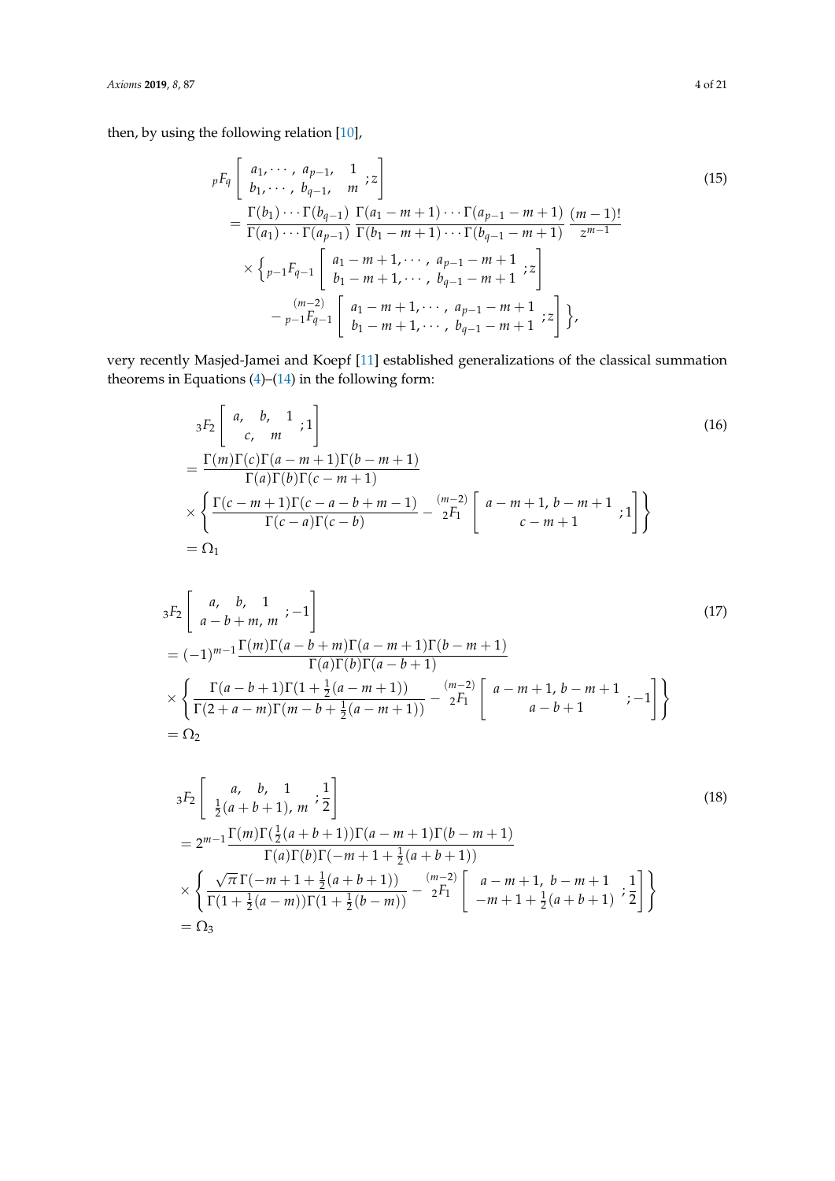then, by using the following relation [10],

$$
\begin{aligned}
&{}_pF_q\left[\begin{array}{c} a_1, \cdots, a_{p-1}, \quad 1 \\ b_1, \cdots, b_{q-1}, \quad m \end{array}; z\right] \\
&= \frac{\Gamma(b_1)\cdots\Gamma(b_{q-1})}{\Gamma(a_1)\cdots\Gamma(a_{p-1})} \frac{\Gamma(a_1-m+1)\cdots\Gamma(a_{p-1}-m+1)}{\Gamma(b_1-m+1)\cdots\Gamma(b_{q-1}-m+1)} \frac{(m-1)!}{z^{m-1}} \\
&\quad \times \left\{ {}_{p-1}F_{q-1}\left[\begin{array}{c} a_1-m+1, \cdots, a_{p-1}-m+1 \\ b_1-m+1, \cdots, b_{q-1}-m+1 \end{array}; z\right] \right. \\
&\quad \left. - {}^{(m-2)}_{p-1}F_{q-1}\left[\begin{array}{c} a_1-m+1, \cdots, a_{p-1}-m+1 \\ b_1-m+1, \cdots, b_{q-1}-m+1 \end{array}; z\right] \right\},
\end{aligned}
\tag{15}
$$

very recently Masjed-Jamei and Koepf [11] established generalizations of the classical summation theorems in Equations (4)–(14) in the following form:

$$
\begin{aligned}
&{}_3F_2\left[\begin{array}{c} a, \quad b, \quad 1 \\ c, \quad m \end{array}; 1\right] \\
&= \frac{\Gamma(m)\Gamma(c)\Gamma(a-m+1)\Gamma(b-m+1)}{\Gamma(a)\Gamma(b)\Gamma(c-m+1)} \\
&\times \left\{ \frac{\Gamma(c-m+1)\Gamma(c-a-b+m-1)}{\Gamma(c-a)\Gamma(c-b)} - {}^{(m-2)}_{\ \ 2}F_1\left[\begin{array}{c} a-m+1,\, b-m+1 \\ c-m+1 \end{array}; 1\right] \right\} \\
&= \Omega_1
\end{aligned}
\tag{16}
$$

$$
\begin{aligned}
&{}_3F_2\left[\begin{array}{c} a, \quad b, \quad 1 \\ a-b+m,\, m \end{array}; -1\right] \\
&= (-1)^{m-1} \frac{\Gamma(m)\Gamma(a-b+m)\Gamma(a-m+1)\Gamma(b-m+1)}{\Gamma(a)\Gamma(b)\Gamma(a-b+1)} \\
&\times \left\{ \frac{\Gamma(a-b+1)\Gamma(1+\frac{1}{2}(a-m+1))}{\Gamma(2+a-m)\Gamma(m-b+\frac{1}{2}(a-m+1))} - {}^{(m-2)}_{\ \ 2}F_1\left[\begin{array}{c} a-m+1,\, b-m+1 \\ a-b+1 \end{array}; -1\right] \right\} \\
&= \Omega_2
\end{aligned}
\tag{17}
$$

$$
\begin{aligned}
&{}_3F_2\left[\begin{array}{c} a, \quad b, \quad 1 \\ \frac{1}{2}(a+b+1),\, m \end{array}; \frac{1}{2}\right] \\
&= 2^{m-1} \frac{\Gamma(m)\Gamma(\frac{1}{2}(a+b+1))\Gamma(a-m+1)\Gamma(b-m+1)}{\Gamma(a)\Gamma(b)\Gamma(-m+1+\frac{1}{2}(a+b+1))} \\
&\times \left\{ \frac{\sqrt{\pi}\,\Gamma(-m+1+\frac{1}{2}(a+b+1))}{\Gamma(1+\frac{1}{2}(a-m))\Gamma(1+\frac{1}{2}(b-m))} - {}^{(m-2)}_{\ \ 2}F_1\left[\begin{array}{c} a-m+1,\, b-m+1 \\ -m+1+\frac{1}{2}(a+b+1) \end{array}; \frac{1}{2}\right] \right\} \\
&= \Omega_3
\end{aligned}
\tag{18}
$$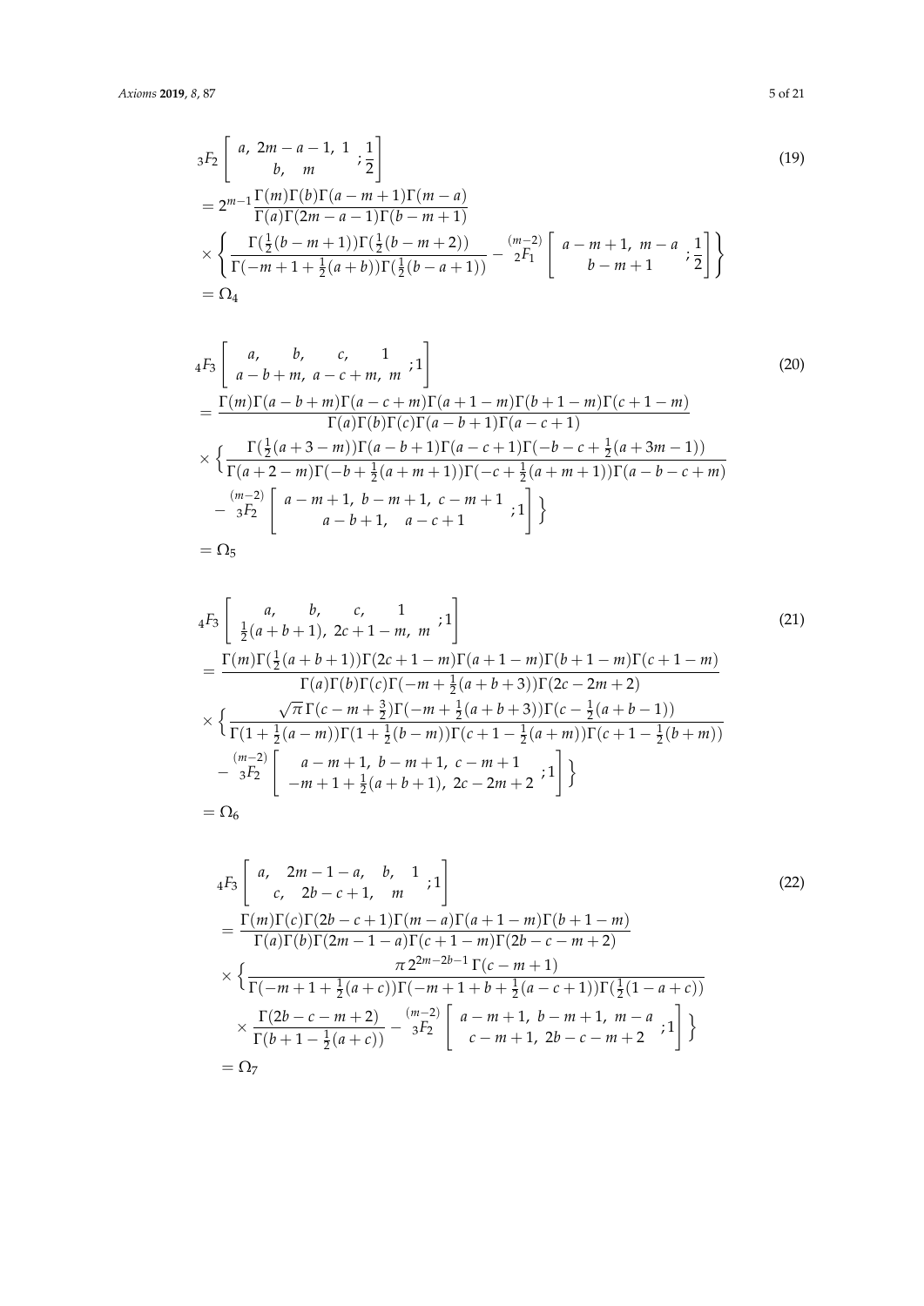$$
\begin{aligned}
&{}_3F_2\left[\begin{matrix} a,\ 2m-a-1,\ 1 \\ b,\quad m \end{matrix}\ ;\frac{1}{2}\right] \\
&= 2^{m-1}\frac{\Gamma(m)\Gamma(b)\Gamma(a-m+1)\Gamma(m-a)}{\Gamma(a)\Gamma(2m-a-1)\Gamma(b-m+1)} \\
&\times\left\{\frac{\Gamma(\frac{1}{2}(b-m+1))\Gamma(\frac{1}{2}(b-m+2))}{\Gamma(-m+1+\frac{1}{2}(a+b))\Gamma(\frac{1}{2}(b-a+1))} - {}^{(m-2)}_{\ \ 2}F_1\left[\begin{matrix} a-m+1,\ m-a \\ b-m+1 \end{matrix}\ ;\frac{1}{2}\right]\right\} \\
&= \Omega_4
\end{aligned}
\tag{19}
$$

$$
\begin{aligned}
&{}_4F_3\left[\begin{matrix} a,\quad b,\quad c,\quad 1 \\ a-b+m,\ a-c+m,\ m \end{matrix}\ ;1\right] \\
&= \frac{\Gamma(m)\Gamma(a-b+m)\Gamma(a-c+m)\Gamma(a+1-m)\Gamma(b+1-m)\Gamma(c+1-m)}{\Gamma(a)\Gamma(b)\Gamma(c)\Gamma(a-b+1)\Gamma(a-c+1)} \\
&\times\Big\{\frac{\Gamma(\frac{1}{2}(a+3-m))\Gamma(a-b+1)\Gamma(a-c+1)\Gamma(-b-c+\frac{1}{2}(a+3m-1))}{\Gamma(a+2-m)\Gamma(-b+\frac{1}{2}(a+m+1))\Gamma(-c+\frac{1}{2}(a+m+1))\Gamma(a-b-c+m)} \\
&\quad - {}^{(m-2)}_{\ \ 3}F_2\left[\begin{matrix} a-m+1,\ b-m+1,\ c-m+1 \\ a-b+1,\quad a-c+1 \end{matrix}\ ;1\right]\Big\} \\
&= \Omega_5
\end{aligned}
\tag{20}
$$

$$
\begin{aligned}
&{}_4F_3\left[\begin{matrix} a,\quad b,\quad c,\quad 1 \\ \frac{1}{2}(a+b+1),\ 2c+1-m,\ m \end{matrix}\ ;1\right] \\
&= \frac{\Gamma(m)\Gamma(\frac{1}{2}(a+b+1))\Gamma(2c+1-m)\Gamma(a+1-m)\Gamma(b+1-m)\Gamma(c+1-m)}{\Gamma(a)\Gamma(b)\Gamma(c)\Gamma(-m+\frac{1}{2}(a+b+3))\Gamma(2c-2m+2)} \\
&\times\Big\{\frac{\sqrt{\pi}\,\Gamma(c-m+\frac{3}{2})\Gamma(-m+\frac{1}{2}(a+b+3))\Gamma(c-\frac{1}{2}(a+b-1))}{\Gamma(1+\frac{1}{2}(a-m))\Gamma(1+\frac{1}{2}(b-m))\Gamma(c+1-\frac{1}{2}(a+m))\Gamma(c+1-\frac{1}{2}(b+m))} \\
&\quad - {}^{(m-2)}_{\ \ 3}F_2\left[\begin{matrix} a-m+1,\ b-m+1,\ c-m+1 \\ -m+1+\frac{1}{2}(a+b+1),\ 2c-2m+2 \end{matrix}\ ;1\right]\Big\} \\
&= \Omega_6
\end{aligned}
\tag{21}
$$

$$
\begin{aligned}
&{}_4F_3\left[\begin{matrix} a,\quad 2m-1-a,\quad b,\quad 1 \\ c,\quad 2b-c+1,\quad m \end{matrix}\ ;1\right] \\
&= \frac{\Gamma(m)\Gamma(c)\Gamma(2b-c+1)\Gamma(m-a)\Gamma(a+1-m)\Gamma(b+1-m)}{\Gamma(a)\Gamma(b)\Gamma(2m-1-a)\Gamma(c+1-m)\Gamma(2b-c-m+2)} \\
&\times\Big\{\frac{\pi\,2^{2m-2b-1}\,\Gamma(c-m+1)}{\Gamma(-m+1+\frac{1}{2}(a+c))\Gamma(-m+1+b+\frac{1}{2}(a-c+1))\Gamma(\frac{1}{2}(1-a+c))} \\
&\quad\times\frac{\Gamma(2b-c-m+2)}{\Gamma(b+1-\frac{1}{2}(a+c))} - {}^{(m-2)}_{\ \ 3}F_2\left[\begin{matrix} a-m+1,\ b-m+1,\ m-a \\ c-m+1,\ 2b-c-m+2 \end{matrix}\ ;1\right]\Big\} \\
&= \Omega_7
\end{aligned}
\tag{22}
$$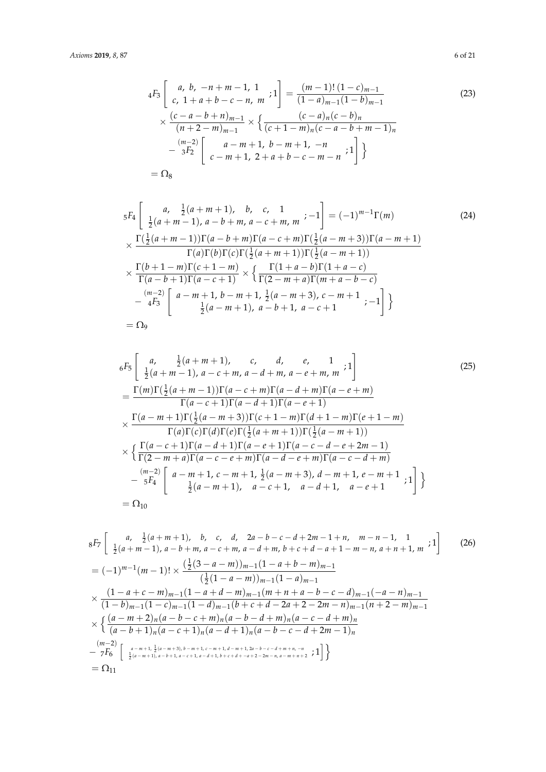$$
{}_4F_3\left[\begin{matrix} a,\ b,\ -n+m-1,\ 1 \\ c,\ 1+a+b-c-n,\ m \end{matrix};1\right] = \frac{(m-1)!\,(1-c)_{m-1}}{(1-a)_{m-1}(1-b)_{m-1}}
\times \frac{(c-a-b+n)_{m-1}}{(n+2-m)_{m-1}} \times \Big\{ \frac{(c-a)_n(c-b)_n}{(c+1-m)_n(c-a-b+m-1)_n}
- {}^{(m-2)}_{\ \ 3}F_2\left[\begin{matrix} a-m+1,\ b-m+1,\ -n \\ c-m+1,\ 2+a+b-c-m-n \end{matrix};1\right] \Big\}
= \Omega_8 \tag{23}
$$

$$
{}_5F_4\left[\begin{matrix} a,\ \ \frac{1}{2}(a+m+1),\ \ b,\ \ c,\ \ 1 \\ \frac{1}{2}(a+m-1),\ a-b+m,\ a-c+m,\ m \end{matrix};-1\right] = (-1)^{m-1}\Gamma(m)
\times \frac{\Gamma(\frac{1}{2}(a+m-1))\Gamma(a-b+m)\Gamma(a-c+m)\Gamma(\frac{1}{2}(a-m+3))\Gamma(a-m+1)}{\Gamma(a)\Gamma(b)\Gamma(c)\Gamma(\frac{1}{2}(a+m+1))\Gamma(\frac{1}{2}(a-m+1))}
\times \frac{\Gamma(b+1-m)\Gamma(c+1-m)}{\Gamma(a-b+1)\Gamma(a-c+1)} \times \Big\{ \frac{\Gamma(1+a-b)\Gamma(1+a-c)}{\Gamma(2-m+a)\Gamma(m+a-b-c)}
- {}^{(m-2)}_{\ \ 4}F_3\left[\begin{matrix} a-m+1,\ b-m+1,\ \frac{1}{2}(a-m+3),\ c-m+1 \\ \frac{1}{2}(a-m+1),\ a-b+1,\ a-c+1 \end{matrix};-1\right] \Big\}
= \Omega_9 \tag{24}
$$

$$
{}_6F_5\left[\begin{matrix} a,\ \ \frac{1}{2}(a+m+1),\ \ c,\ \ d,\ \ e,\ \ 1 \\ \frac{1}{2}(a+m-1),\ a-c+m,\ a-d+m,\ a-e+m,\ m \end{matrix};1\right]
= \frac{\Gamma(m)\Gamma(\frac{1}{2}(a+m-1))\Gamma(a-c+m)\Gamma(a-d+m)\Gamma(a-e+m)}{\Gamma(a-c+1)\Gamma(a-d+1)\Gamma(a-e+1)}
\times \frac{\Gamma(a-m+1)\Gamma(\frac{1}{2}(a-m+3))\Gamma(c+1-m)\Gamma(d+1-m)\Gamma(e+1-m)}{\Gamma(a)\Gamma(c)\Gamma(d)\Gamma(e)\Gamma(\frac{1}{2}(a+m+1))\Gamma(\frac{1}{2}(a-m+1))}
\times \Big\{ \frac{\Gamma(a-c+1)\Gamma(a-d+1)\Gamma(a-e+1)\Gamma(a-c-d-e+2m-1)}{\Gamma(2-m+a)\Gamma(a-c-e+m)\Gamma(a-d-e+m)\Gamma(a-c-d+m)}
- {}^{(m-2)}_{\ \ 5}F_4\left[\begin{matrix} a-m+1,\ c-m+1,\ \frac{1}{2}(a-m+3),\ d-m+1,\ e-m+1 \\ \frac{1}{2}(a-m+1),\ \ a-c+1,\ \ a-d+1,\ \ a-e+1 \end{matrix};1\right] \Big\}
= \Omega_{10} \tag{25}
$$

$$
{}_8F_7\left[\begin{matrix} a,\ \ \frac{1}{2}(a+m+1),\ \ b,\ \ c,\ \ d,\ \ 2a-b-c-d+2m-1+n,\ \ m-n-1,\ \ 1 \\ \frac{1}{2}(a+m-1),\ a-b+m,\ a-c+m,\ a-d+m,\ b+c+d-a+1-m-n,\ a+n+1,\ m \end{matrix};1\right]
= (-1)^{m-1}(m-1)! \times \frac{(\frac{1}{2}(3-a-m))_{m-1}(1-a+b-m)_{m-1}}{(\frac{1}{2}(1-a-m))_{m-1}(1-a)_{m-1}}
\times \frac{(1-a+c-m)_{m-1}(1-a+d-m)_{m-1}(m+n+a-b-c-d)_{m-1}(-a-n)_{m-1}}{(1-b)_{m-1}(1-c)_{m-1}(1-d)_{m-1}(b+c+d-2a+2-2m-n)_{m-1}(n+2-m)_{m-1}}
\times \Big\{ \frac{(a-m+2)_n(a-b-c+m)_n(a-b-d+m)_n(a-c-d+m)_n}{(a-b+1)_n(a-c+1)_n(a-d+1)_n(a-b-c-d+2m-1)_n}
- {}^{(m-2)}_{\ \ 7}F_6\left[\begin{matrix} a-m+1,\ \frac{1}{2}(a-m+3),\ b-m+1,\ c-m+1,\ d-m+1,\ 2a-b-c-d+m+n,\ -n \\ \frac{1}{2}(a-m+1),\ a-b+1,\ a-c+1,\ a-d+1,\ b+c+d-a+2-2m-n,\ a-m+n+2 \end{matrix};1\right] \Big\}
= \Omega_{11} \tag{26}
$$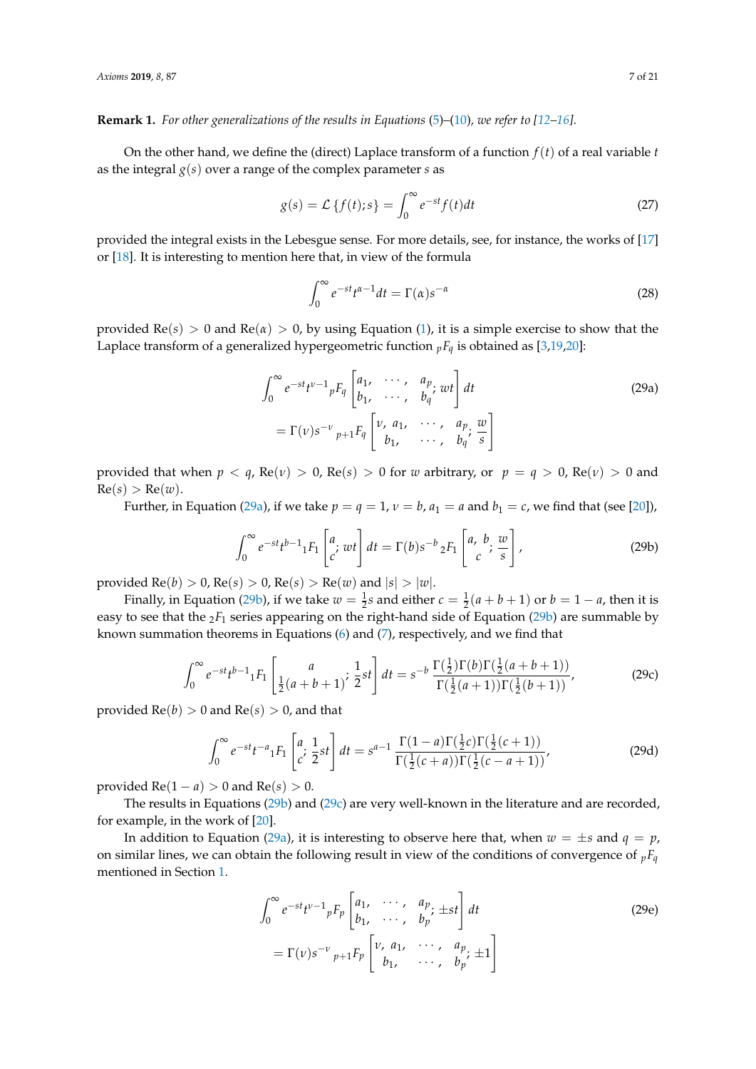**Remark 1.** *For other generalizations of the results in Equations (5)–(10), we refer to [12–16].*

On the other hand, we define the (direct) Laplace transform of a function $f(t)$ of a real variable $t$ as the integral $g(s)$ over a range of the complex parameter $s$ as

$$g(s) = \mathcal{L}\{f(t); s\} = \int_0^\infty e^{-st} f(t) dt \tag{27}$$

provided the integral exists in the Lebesgue sense. For more details, see, for instance, the works of [17] or [18]. It is interesting to mention here that, in view of the formula

$$\int_0^\infty e^{-st} t^{\alpha-1} dt = \Gamma(\alpha) s^{-\alpha} \tag{28}$$

provided $\mathrm{Re}(s) > 0$ and $\mathrm{Re}(\alpha) > 0$, by using Equation (1), it is a simple exercise to show that the Laplace transform of a generalized hypergeometric function ${}_pF_q$ is obtained as [3,19,20]:

$$\begin{aligned}\int_0^\infty e^{-st} t^{\nu-1} {}_pF_q \left[\begin{matrix} a_1, & \cdots, & a_p \\ b_1, & \cdots, & b_q \end{matrix}; wt\right] dt \\ = \Gamma(\nu) s^{-\nu} {}_{p+1}F_q \left[\begin{matrix} \nu, \, a_1, & \cdots, & a_p \\ b_1, & \cdots, & b_q \end{matrix}; \frac{w}{s}\right]\end{aligned} \tag{29a}$$

provided that when $p < q$, $\mathrm{Re}(\nu) > 0$, $\mathrm{Re}(s) > 0$ for $w$ arbitrary, or $p = q > 0$, $\mathrm{Re}(\nu) > 0$ and $\mathrm{Re}(s) > \mathrm{Re}(w)$.

Further, in Equation (29a), if we take $p = q = 1$, $\nu = b$, $a_1 = a$ and $b_1 = c$, we find that (see [20]),

$$\int_0^\infty e^{-st} t^{b-1} {}_1F_1 \left[\begin{matrix} a \\ c \end{matrix}; wt\right] dt = \Gamma(b) s^{-b} {}_2F_1 \left[\begin{matrix} a, \, b \\ c \end{matrix}; \frac{w}{s}\right], \tag{29b}$$

provided $\mathrm{Re}(b) > 0$, $\mathrm{Re}(s) > 0$, $\mathrm{Re}(s) > \mathrm{Re}(w)$ and $|s| > |w|$.

Finally, in Equation (29b), if we take $w = \frac{1}{2}s$ and either $c = \frac{1}{2}(a + b + 1)$ or $b = 1 - a$, then it is easy to see that the ${}_2F_1$ series appearing on the right-hand side of Equation (29b) are summable by known summation theorems in Equations (6) and (7), respectively, and we find that

$$\int_0^\infty e^{-st} t^{b-1} {}_1F_1 \left[\begin{matrix} a \\ \frac{1}{2}(a+b+1) \end{matrix}; \frac{1}{2}st\right] dt = s^{-b} \frac{\Gamma(\frac{1}{2})\Gamma(b)\Gamma(\frac{1}{2}(a+b+1))}{\Gamma(\frac{1}{2}(a+1))\Gamma(\frac{1}{2}(b+1))}, \tag{29c}$$

provided $\mathrm{Re}(b) > 0$ and $\mathrm{Re}(s) > 0$, and that

$$\int_0^\infty e^{-st} t^{-a} {}_1F_1 \left[\begin{matrix} a \\ c \end{matrix}; \frac{1}{2}st\right] dt = s^{a-1} \frac{\Gamma(1-a)\Gamma(\frac{1}{2}c)\Gamma(\frac{1}{2}(c+1))}{\Gamma(\frac{1}{2}(c+a))\Gamma(\frac{1}{2}(c-a+1))}, \tag{29d}$$

provided $\mathrm{Re}(1 - a) > 0$ and $\mathrm{Re}(s) > 0$.

The results in Equations (29b) and (29c) are very well-known in the literature and are recorded, for example, in the work of [20].

In addition to Equation (29a), it is interesting to observe here that, when $w = \pm s$ and $q = p$, on similar lines, we can obtain the following result in view of the conditions of convergence of ${}_pF_q$ mentioned in Section 1.

$$\begin{aligned}\int_0^\infty e^{-st} t^{\nu-1} {}_pF_p \left[\begin{matrix} a_1, & \cdots, & a_p \\ b_1, & \cdots, & b_p \end{matrix}; \pm st\right] dt \\ = \Gamma(\nu) s^{-\nu} {}_{p+1}F_p \left[\begin{matrix} \nu, \, a_1, & \cdots, & a_p \\ b_1, & \cdots, & b_p \end{matrix}; \pm 1\right]\end{aligned} \tag{29e}$$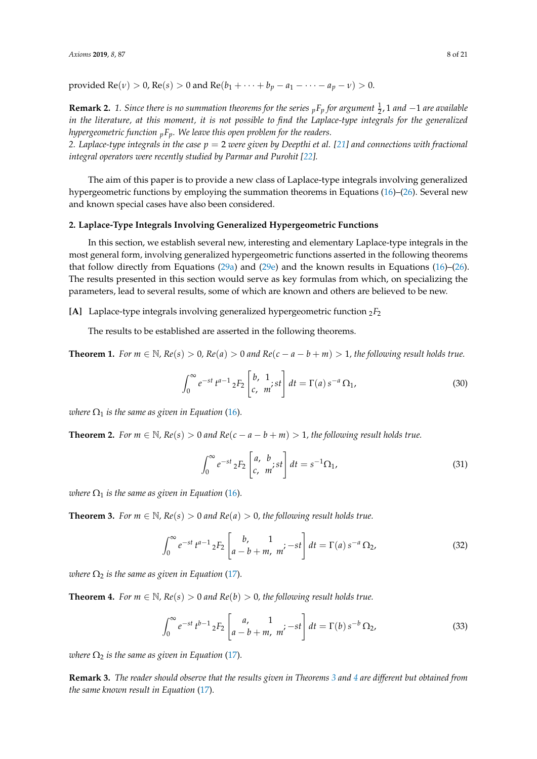provided $\mathrm{Re}(\nu) > 0$, $\mathrm{Re}(s) > 0$ and $\mathrm{Re}(b_1 + \cdots + b_p - a_1 - \cdots - a_p - \nu) > 0$.

**Remark 2.** *1. Since there is no summation theorems for the series ${}_pF_p$ for argument $\frac{1}{2}$, 1 and $-1$ are available in the literature, at this moment, it is not possible to find the Laplace-type integrals for the generalized hypergeometric function ${}_pF_p$. We leave this open problem for the readers.*
*2. Laplace-type integrals in the case $p = 2$ were given by Deepthi et al. [21] and connections with fractional integral operators were recently studied by Parmar and Purohit [22].*

The aim of this paper is to provide a new class of Laplace-type integrals involving generalized hypergeometric functions by employing the summation theorems in Equations (16)–(26). Several new and known special cases have also been considered.

## 2. Laplace-Type Integrals Involving Generalized Hypergeometric Functions

In this section, we establish several new, interesting and elementary Laplace-type integrals in the most general form, involving generalized hypergeometric functions asserted in the following theorems that follow directly from Equations (29a) and (29e) and the known results in Equations (16)–(26). The results presented in this section would serve as key formulas from which, on specializing the parameters, lead to several results, some of which are known and others are believed to be new.

**[A]** Laplace-type integrals involving generalized hypergeometric function ${}_2F_2$

The results to be established are asserted in the following theorems.

**Theorem 1.** *For $m \in \mathbb{N}$, $Re(s) > 0$, $Re(a) > 0$ and $Re(c - a - b + m) > 1$, the following result holds true.*

$$\int_0^\infty e^{-st}\, t^{a-1}\, {}_2F_2\left[\begin{matrix} b, & 1 \\ c, & m \end{matrix}; st\right] dt = \Gamma(a)\, s^{-a}\, \Omega_1, \tag{30}$$

*where $\Omega_1$ is the same as given in Equation (16).*

**Theorem 2.** *For $m \in \mathbb{N}$, $Re(s) > 0$ and $Re(c - a - b + m) > 1$, the following result holds true.*

$$\int_0^\infty e^{-st}\, {}_2F_2\left[\begin{matrix} a, & b \\ c, & m \end{matrix}; st\right] dt = s^{-1}\Omega_1, \tag{31}$$

*where $\Omega_1$ is the same as given in Equation (16).*

**Theorem 3.** *For $m \in \mathbb{N}$, $Re(s) > 0$ and $Re(a) > 0$, the following result holds true.*

$$\int_0^\infty e^{-st}\, t^{a-1}\, {}_2F_2\left[\begin{matrix} b, & 1 \\ a - b + m, & m \end{matrix}; -st\right] dt = \Gamma(a)\, s^{-a}\, \Omega_2, \tag{32}$$

*where $\Omega_2$ is the same as given in Equation (17).*

**Theorem 4.** *For $m \in \mathbb{N}$, $Re(s) > 0$ and $Re(b) > 0$, the following result holds true.*

$$\int_0^\infty e^{-st}\, t^{b-1}\, {}_2F_2\left[\begin{matrix} a, & 1 \\ a - b + m, & m \end{matrix}; -st\right] dt = \Gamma(b)\, s^{-b}\, \Omega_2, \tag{33}$$

*where $\Omega_2$ is the same as given in Equation (17).*

**Remark 3.** *The reader should observe that the results given in Theorems 3 and 4 are different but obtained from the same known result in Equation (17).*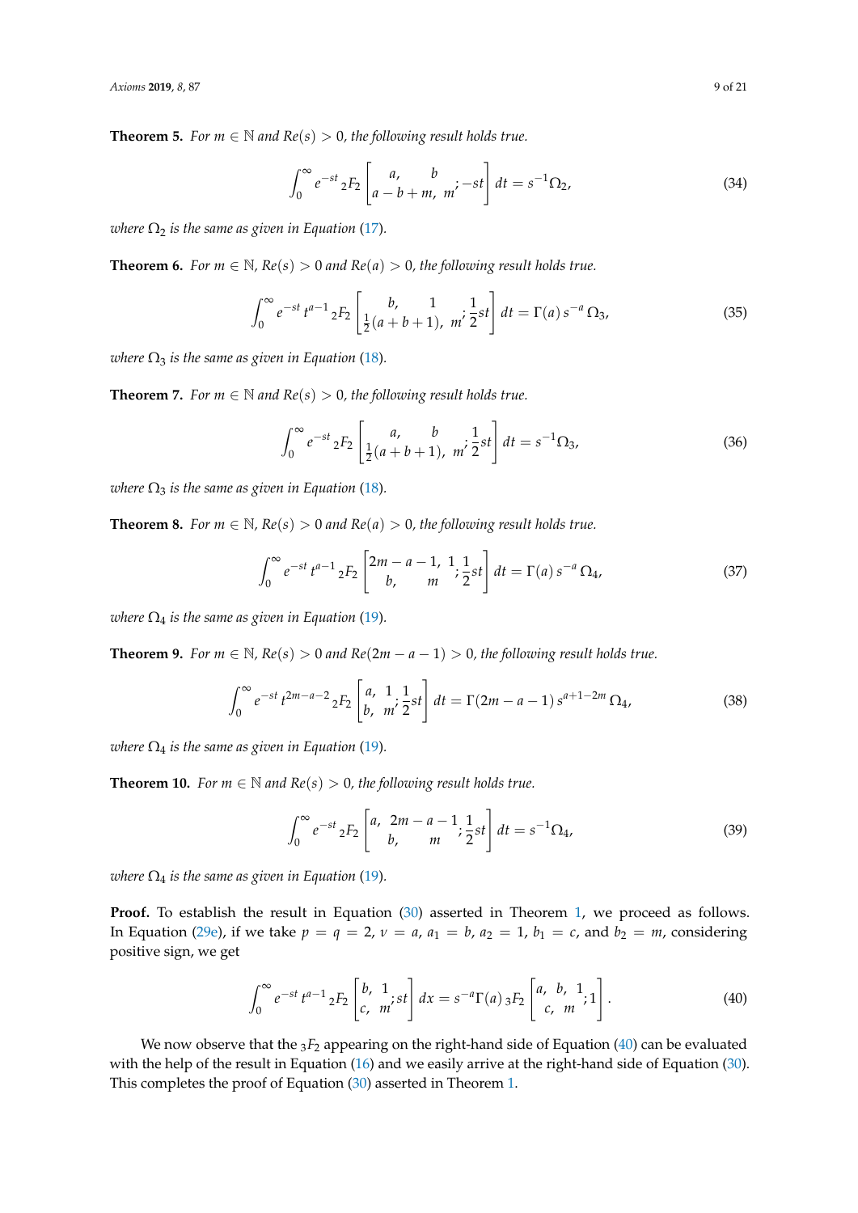**Theorem 5.** *For $m \in \mathbb{N}$ and $Re(s) > 0$, the following result holds true.*

$$\int_0^\infty e^{-st}\, {}_2F_2\left[\begin{matrix} a, & b \\ a-b+m, & m \end{matrix}; -st\right] dt = s^{-1}\Omega_2, \tag{34}$$

*where $\Omega_2$ is the same as given in Equation (17).*

**Theorem 6.** *For $m \in \mathbb{N}$, $Re(s) > 0$ and $Re(a) > 0$, the following result holds true.*

$$\int_0^\infty e^{-st}\, t^{a-1}\, {}_2F_2\left[\begin{matrix} b, & 1 \\ \frac{1}{2}(a+b+1), & m \end{matrix}; \frac{1}{2}st\right] dt = \Gamma(a)\, s^{-a}\, \Omega_3, \tag{35}$$

*where $\Omega_3$ is the same as given in Equation (18).*

**Theorem 7.** *For $m \in \mathbb{N}$ and $Re(s) > 0$, the following result holds true.*

$$\int_0^\infty e^{-st}\, {}_2F_2\left[\begin{matrix} a, & b \\ \frac{1}{2}(a+b+1), & m \end{matrix}; \frac{1}{2}st\right] dt = s^{-1}\Omega_3, \tag{36}$$

*where $\Omega_3$ is the same as given in Equation (18).*

**Theorem 8.** *For $m \in \mathbb{N}$, $Re(s) > 0$ and $Re(a) > 0$, the following result holds true.*

$$\int_0^\infty e^{-st}\, t^{a-1}\, {}_2F_2\left[\begin{matrix} 2m-a-1, & 1 \\ b, & m \end{matrix}; \frac{1}{2}st\right] dt = \Gamma(a)\, s^{-a}\, \Omega_4, \tag{37}$$

*where $\Omega_4$ is the same as given in Equation (19).*

**Theorem 9.** *For $m \in \mathbb{N}$, $Re(s) > 0$ and $Re(2m-a-1) > 0$, the following result holds true.*

$$\int_0^\infty e^{-st}\, t^{2m-a-2}\, {}_2F_2\left[\begin{matrix} a, & 1 \\ b, & m \end{matrix}; \frac{1}{2}st\right] dt = \Gamma(2m-a-1)\, s^{a+1-2m}\, \Omega_4, \tag{38}$$

*where $\Omega_4$ is the same as given in Equation (19).*

**Theorem 10.** *For $m \in \mathbb{N}$ and $Re(s) > 0$, the following result holds true.*

$$\int_0^\infty e^{-st}\, {}_2F_2\left[\begin{matrix} a, & 2m-a-1 \\ b, & m \end{matrix}; \frac{1}{2}st\right] dt = s^{-1}\Omega_4, \tag{39}$$

*where $\Omega_4$ is the same as given in Equation (19).*

**Proof.** To establish the result in Equation (30) asserted in Theorem 1, we proceed as follows. In Equation (29e), if we take $p = q = 2$, $\nu = a$, $a_1 = b$, $a_2 = 1$, $b_1 = c$, and $b_2 = m$, considering positive sign, we get

$$\int_0^\infty e^{-st}\, t^{a-1}\, {}_2F_2\left[\begin{matrix} b, & 1 \\ c, & m \end{matrix}; st\right] dx = s^{-a}\Gamma(a)\, {}_3F_2\left[\begin{matrix} a, & b, & 1 \\ & c, & m \end{matrix}; 1\right]. \tag{40}$$

We now observe that the ${}_3F_2$ appearing on the right-hand side of Equation (40) can be evaluated with the help of the result in Equation (16) and we easily arrive at the right-hand side of Equation (30). This completes the proof of Equation (30) asserted in Theorem 1.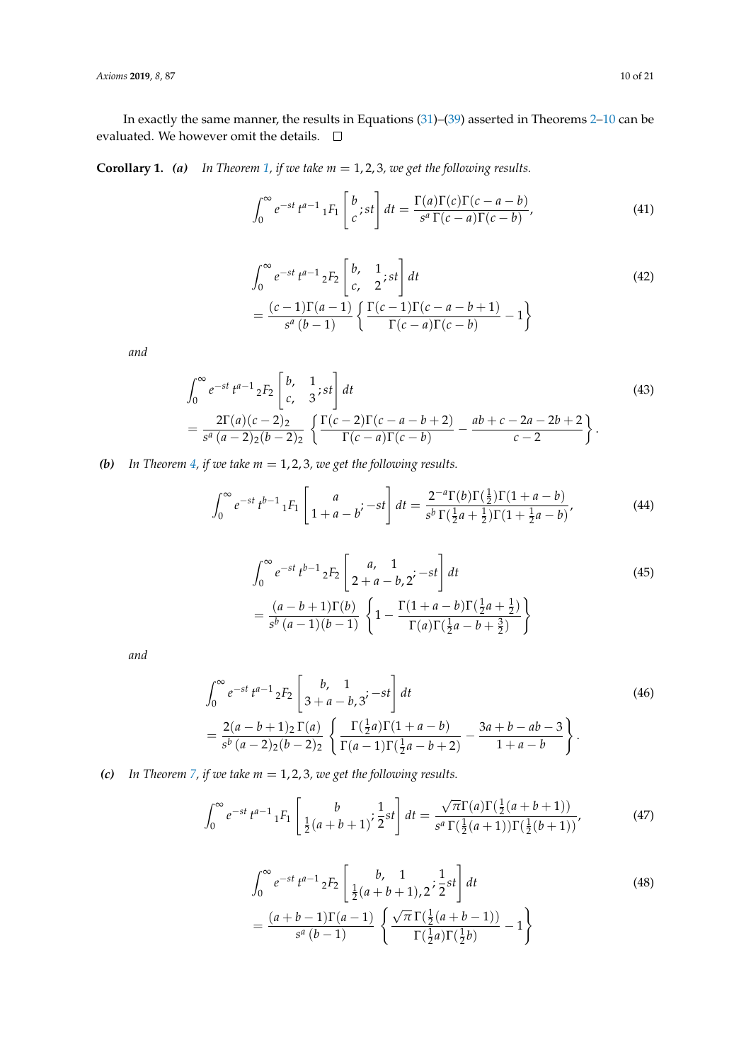In exactly the same manner, the results in Equations (31)–(39) asserted in Theorems 2–10 can be evaluated. We however omit the details. □

**Corollary 1.** ***(a)*** *In Theorem 1, if we take $m = 1, 2, 3$, we get the following results.*

$$\int_0^\infty e^{-st}\, t^{a-1}\, {}_1F_1\left[\begin{matrix} b \\ c \end{matrix}; st\right] dt = \frac{\Gamma(a)\Gamma(c)\Gamma(c-a-b)}{s^a\,\Gamma(c-a)\Gamma(c-b)}, \tag{41}$$

$$\begin{aligned}
&\int_0^\infty e^{-st}\, t^{a-1}\, {}_2F_2\left[\begin{matrix} b, & 1 \\ c, & 2 \end{matrix}; st\right] dt \\
&= \frac{(c-1)\Gamma(a-1)}{s^a\,(b-1)}\left\{\frac{\Gamma(c-1)\Gamma(c-a-b+1)}{\Gamma(c-a)\Gamma(c-b)} - 1\right\}
\end{aligned} \tag{42}$$

*and*

$$\begin{aligned}
&\int_0^\infty e^{-st}\, t^{a-1}\, {}_2F_2\left[\begin{matrix} b, & 1 \\ c, & 3 \end{matrix}; st\right] dt \\
&= \frac{2\Gamma(a)(c-2)_2}{s^a\,(a-2)_2(b-2)_2}\left\{\frac{\Gamma(c-2)\Gamma(c-a-b+2)}{\Gamma(c-a)\Gamma(c-b)} - \frac{ab+c-2a-2b+2}{c-2}\right\}.
\end{aligned} \tag{43}$$

***(b)*** *In Theorem 4, if we take $m = 1, 2, 3$, we get the following results.*

$$\int_0^\infty e^{-st}\, t^{b-1}\, {}_1F_1\left[\begin{matrix} a \\ 1+a-b \end{matrix}; -st\right] dt = \frac{2^{-a}\Gamma(b)\Gamma(\frac{1}{2})\Gamma(1+a-b)}{s^b\,\Gamma(\frac{1}{2}a+\frac{1}{2})\Gamma(1+\frac{1}{2}a-b)}, \tag{44}$$

$$\begin{aligned}
&\int_0^\infty e^{-st}\, t^{b-1}\, {}_2F_2\left[\begin{matrix} a, & 1 \\ 2+a-b, & 2 \end{matrix}; -st\right] dt \\
&= \frac{(a-b+1)\Gamma(b)}{s^b\,(a-1)(b-1)}\left\{1 - \frac{\Gamma(1+a-b)\Gamma(\frac{1}{2}a+\frac{1}{2})}{\Gamma(a)\Gamma(\frac{1}{2}a-b+\frac{3}{2})}\right\}
\end{aligned} \tag{45}$$

*and*

$$\begin{aligned}
&\int_0^\infty e^{-st}\, t^{a-1}\, {}_2F_2\left[\begin{matrix} b, & 1 \\ 3+a-b, & 3 \end{matrix}; -st\right] dt \\
&= \frac{2(a-b+1)_2\,\Gamma(a)}{s^b\,(a-2)_2(b-2)_2}\left\{\frac{\Gamma(\frac{1}{2}a)\Gamma(1+a-b)}{\Gamma(a-1)\Gamma(\frac{1}{2}a-b+2)} - \frac{3a+b-ab-3}{1+a-b}\right\}.
\end{aligned} \tag{46}$$

***(c)*** *In Theorem 7, if we take $m = 1, 2, 3$, we get the following results.*

$$\int_0^\infty e^{-st}\, t^{a-1}\, {}_1F_1\left[\begin{matrix} b \\ \frac{1}{2}(a+b+1) \end{matrix}; \frac{1}{2}st\right] dt = \frac{\sqrt{\pi}\Gamma(a)\Gamma(\frac{1}{2}(a+b+1))}{s^a\,\Gamma(\frac{1}{2}(a+1))\Gamma(\frac{1}{2}(b+1))}, \tag{47}$$

$$\begin{aligned}
&\int_0^\infty e^{-st}\, t^{a-1}\, {}_2F_2\left[\begin{matrix} b, & 1 \\ \frac{1}{2}(a+b+1), & 2 \end{matrix}; \frac{1}{2}st\right] dt \\
&= \frac{(a+b-1)\Gamma(a-1)}{s^a\,(b-1)}\left\{\frac{\sqrt{\pi}\,\Gamma(\frac{1}{2}(a+b-1))}{\Gamma(\frac{1}{2}a)\Gamma(\frac{1}{2}b)} - 1\right\}
\end{aligned} \tag{48}$$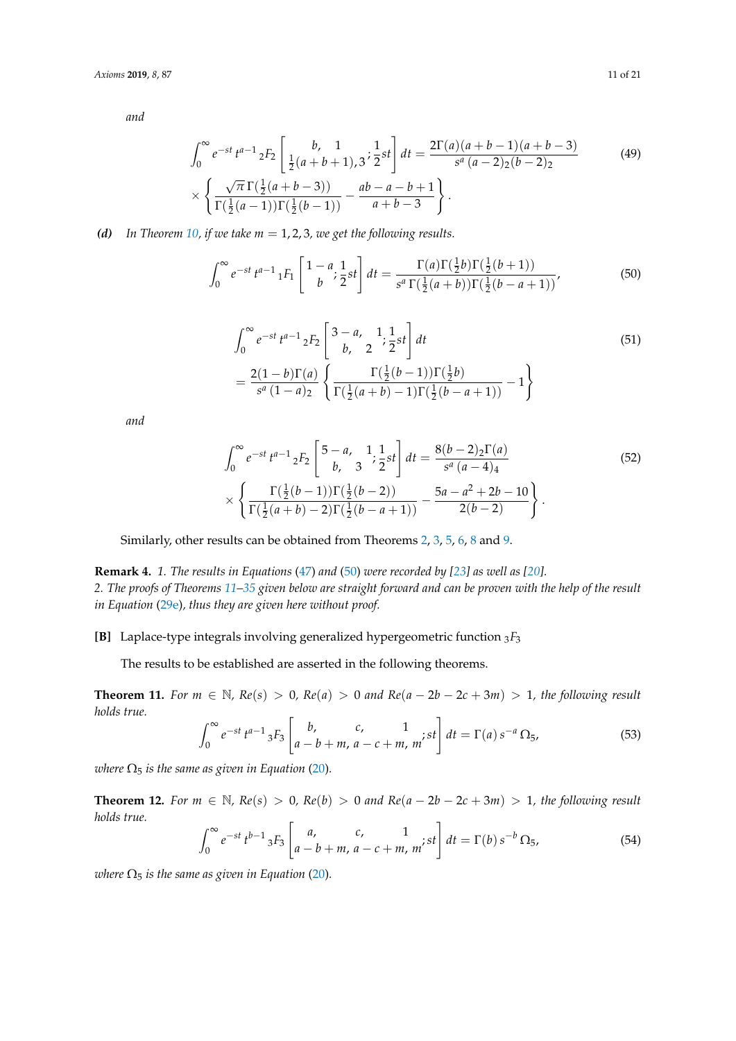*and*

$$\int_0^\infty e^{-st}\, t^{a-1}\, {}_2F_2\left[\begin{matrix} b, & 1 \\ \frac{1}{2}(a+b+1), & 3 \end{matrix}; \frac{1}{2}st\right] dt = \frac{2\Gamma(a)(a+b-1)(a+b-3)}{s^a\,(a-2)_2(b-2)_2} \times \left\{ \frac{\sqrt{\pi}\,\Gamma(\frac{1}{2}(a+b-3))}{\Gamma(\frac{1}{2}(a-1))\Gamma(\frac{1}{2}(b-1))} - \frac{ab-a-b+1}{a+b-3} \right\}. \tag{49}$$

***(d)*** *In Theorem 10, if we take $m = 1,2,3$, we get the following results.*

$$\int_0^\infty e^{-st}\, t^{a-1}\, {}_1F_1\left[\begin{matrix} 1-a \\ b \end{matrix}; \frac{1}{2}st\right] dt = \frac{\Gamma(a)\Gamma(\frac{1}{2}b)\Gamma(\frac{1}{2}(b+1))}{s^a\,\Gamma(\frac{1}{2}(a+b))\Gamma(\frac{1}{2}(b-a+1))}, \tag{50}$$

$$\int_0^\infty e^{-st}\, t^{a-1}\, {}_2F_2\left[\begin{matrix} 3-a, & 1 \\ b, & 2 \end{matrix}; \frac{1}{2}st\right] dt = \frac{2(1-b)\Gamma(a)}{s^a\,(1-a)_2} \left\{ \frac{\Gamma(\frac{1}{2}(b-1))\Gamma(\frac{1}{2}b)}{\Gamma(\frac{1}{2}(a+b)-1)\Gamma(\frac{1}{2}(b-a+1))} - 1 \right\} \tag{51}$$

*and*

$$\int_0^\infty e^{-st}\, t^{a-1}\, {}_2F_2\left[\begin{matrix} 5-a, & 1 \\ b, & 3 \end{matrix}; \frac{1}{2}st\right] dt = \frac{8(b-2)_2\Gamma(a)}{s^a\,(a-4)_4} \times \left\{ \frac{\Gamma(\frac{1}{2}(b-1))\Gamma(\frac{1}{2}(b-2))}{\Gamma(\frac{1}{2}(a+b)-2)\Gamma(\frac{1}{2}(b-a+1))} - \frac{5a-a^2+2b-10}{2(b-2)} \right\}. \tag{52}$$

Similarly, other results can be obtained from Theorems 2, 3, 5, 6, 8 and 9.

**Remark 4.** *1. The results in Equations (47) and (50) were recorded by [23] as well as [20].*
*2. The proofs of Theorems 11–35 given below are straight forward and can be proven with the help of the result in Equation (29e), thus they are given here without proof.*

**[B]** Laplace-type integrals involving generalized hypergeometric function ${}_3F_3$

The results to be established are asserted in the following theorems.

**Theorem 11.** *For $m \in \mathbb{N}$, $Re(s) > 0$, $Re(a) > 0$ and $Re(a-2b-2c+3m) > 1$, the following result holds true.*

$$\int_0^\infty e^{-st}\, t^{a-1}\, {}_3F_3\left[\begin{matrix} b, & c, & 1 \\ a-b+m, & a-c+m, & m \end{matrix}; st\right] dt = \Gamma(a)\, s^{-a}\, \Omega_5, \tag{53}$$

*where $\Omega_5$ is the same as given in Equation (20).*

**Theorem 12.** *For $m \in \mathbb{N}$, $Re(s) > 0$, $Re(b) > 0$ and $Re(a-2b-2c+3m) > 1$, the following result holds true.*

$$\int_0^\infty e^{-st}\, t^{b-1}\, {}_3F_3\left[\begin{matrix} a, & c, & 1 \\ a-b+m, & a-c+m, & m \end{matrix}; st\right] dt = \Gamma(b)\, s^{-b}\, \Omega_5, \tag{54}$$

*where $\Omega_5$ is the same as given in Equation (20).*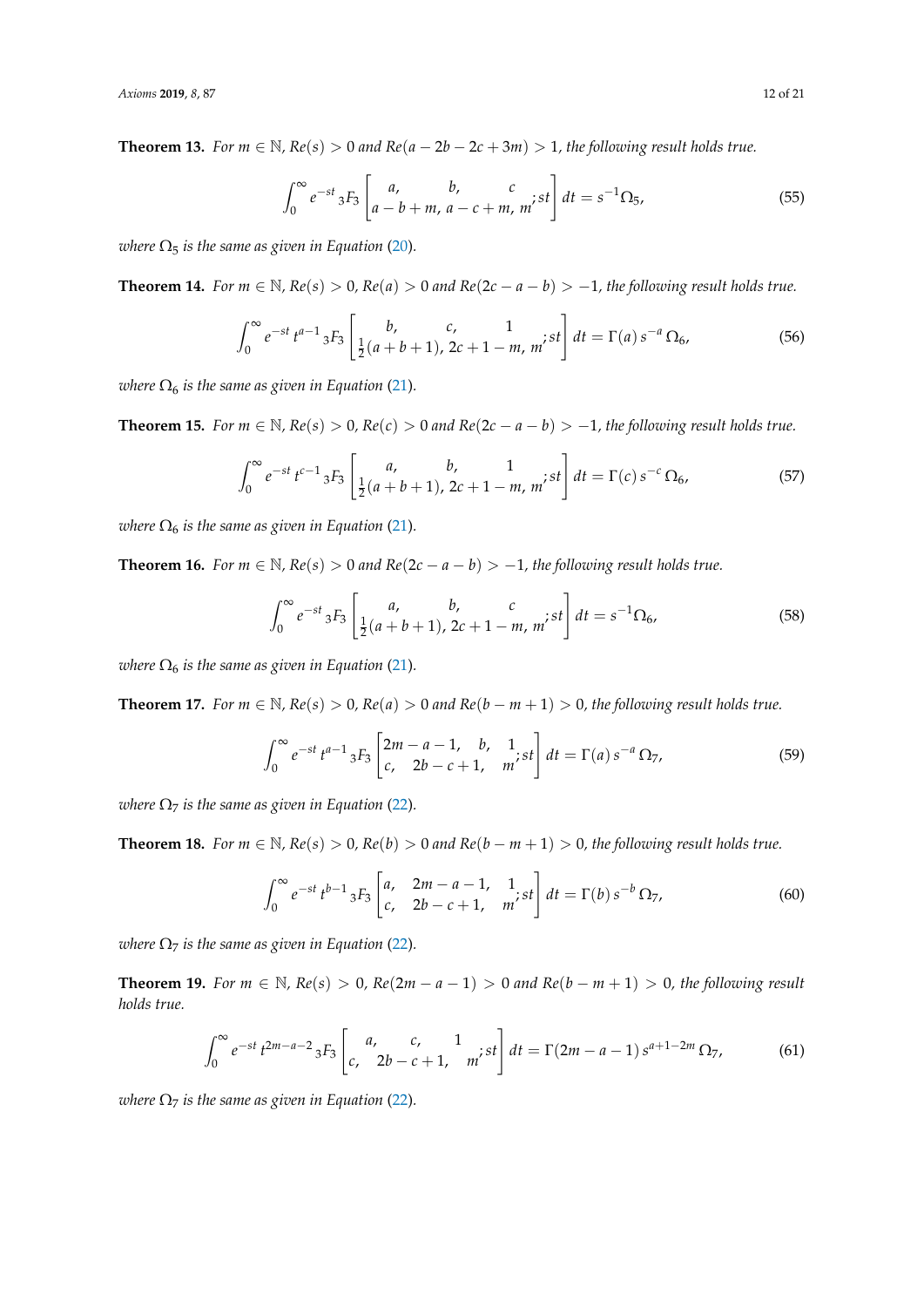**Theorem 13.** *For $m \in \mathbb{N}$, $Re(s) > 0$ and $Re(a - 2b - 2c + 3m) > 1$, the following result holds true.*

$$\int_0^\infty e^{-st} \, {}_3F_3 \left[ \begin{matrix} a, & b, & c \\ a-b+m, & a-c+m, & m \end{matrix} ; st \right] dt = s^{-1} \Omega_5, \tag{55}$$

*where $\Omega_5$ is the same as given in Equation (20).*

**Theorem 14.** *For $m \in \mathbb{N}$, $Re(s) > 0$, $Re(a) > 0$ and $Re(2c - a - b) > -1$, the following result holds true.*

$$\int_0^\infty e^{-st} \, t^{a-1} \, {}_3F_3 \left[ \begin{matrix} b, & c, & 1 \\ \frac{1}{2}(a+b+1), & 2c+1-m, & m \end{matrix} ; st \right] dt = \Gamma(a) \, s^{-a} \, \Omega_6, \tag{56}$$

*where $\Omega_6$ is the same as given in Equation (21).*

**Theorem 15.** *For $m \in \mathbb{N}$, $Re(s) > 0$, $Re(c) > 0$ and $Re(2c - a - b) > -1$, the following result holds true.*

$$\int_0^\infty e^{-st} \, t^{c-1} \, {}_3F_3 \left[ \begin{matrix} a, & b, & 1 \\ \frac{1}{2}(a+b+1), & 2c+1-m, & m \end{matrix} ; st \right] dt = \Gamma(c) \, s^{-c} \, \Omega_6, \tag{57}$$

*where $\Omega_6$ is the same as given in Equation (21).*

**Theorem 16.** *For $m \in \mathbb{N}$, $Re(s) > 0$ and $Re(2c - a - b) > -1$, the following result holds true.*

$$\int_0^\infty e^{-st} \, {}_3F_3 \left[ \begin{matrix} a, & b, & c \\ \frac{1}{2}(a+b+1), & 2c+1-m, & m \end{matrix} ; st \right] dt = s^{-1} \Omega_6, \tag{58}$$

*where $\Omega_6$ is the same as given in Equation (21).*

**Theorem 17.** *For $m \in \mathbb{N}$, $Re(s) > 0$, $Re(a) > 0$ and $Re(b - m + 1) > 0$, the following result holds true.*

$$\int_0^\infty e^{-st} \, t^{a-1} \, {}_3F_3 \left[ \begin{matrix} 2m-a-1, & b, & 1 \\ c, & 2b-c+1, & m \end{matrix} ; st \right] dt = \Gamma(a) \, s^{-a} \, \Omega_7, \tag{59}$$

*where $\Omega_7$ is the same as given in Equation (22).*

**Theorem 18.** *For $m \in \mathbb{N}$, $Re(s) > 0$, $Re(b) > 0$ and $Re(b - m + 1) > 0$, the following result holds true.*

$$\int_0^\infty e^{-st} \, t^{b-1} \, {}_3F_3 \left[ \begin{matrix} a, & 2m-a-1, & 1 \\ c, & 2b-c+1, & m \end{matrix} ; st \right] dt = \Gamma(b) \, s^{-b} \, \Omega_7, \tag{60}$$

*where $\Omega_7$ is the same as given in Equation (22).*

**Theorem 19.** *For $m \in \mathbb{N}$, $Re(s) > 0$, $Re(2m - a - 1) > 0$ and $Re(b - m + 1) > 0$, the following result holds true.*

$$\int_0^\infty e^{-st} \, t^{2m-a-2} \, {}_3F_3 \left[ \begin{matrix} a, & c, & 1 \\ c, & 2b-c+1, & m \end{matrix} ; st \right] dt = \Gamma(2m-a-1) \, s^{a+1-2m} \, \Omega_7, \tag{61}$$

*where $\Omega_7$ is the same as given in Equation (22).*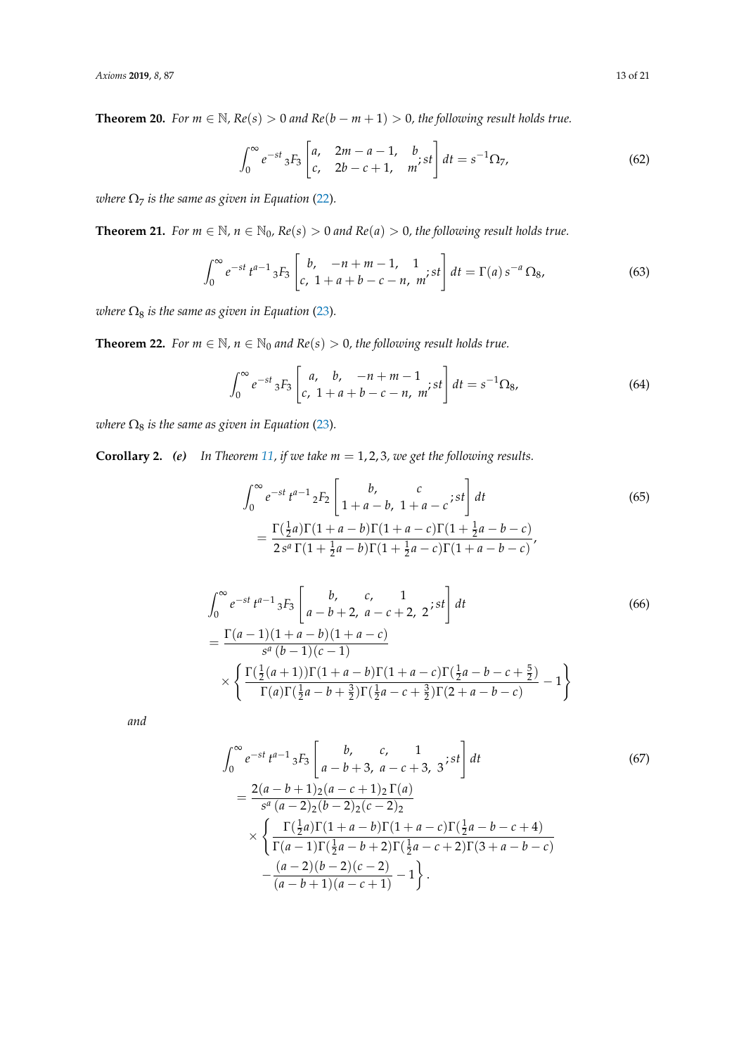**Theorem 20.** *For $m \in \mathbb{N}$, $Re(s) > 0$ and $Re(b - m + 1) > 0$, the following result holds true.*

$$\int_0^\infty e^{-st}\, {}_3F_3\left[\begin{matrix} a, & 2m-a-1, & b \\ c, & 2b-c+1, & m \end{matrix}; st\right] dt = s^{-1}\Omega_7, \tag{62}$$

*where $\Omega_7$ is the same as given in Equation (22).*

**Theorem 21.** *For $m \in \mathbb{N}$, $n \in \mathbb{N}_0$, $Re(s) > 0$ and $Re(a) > 0$, the following result holds true.*

$$\int_0^\infty e^{-st}\, t^{a-1}\, {}_3F_3\left[\begin{matrix} b, & -n+m-1, & 1 \\ c, & 1+a+b-c-n, & m \end{matrix}; st\right] dt = \Gamma(a)\, s^{-a}\, \Omega_8, \tag{63}$$

*where $\Omega_8$ is the same as given in Equation (23).*

**Theorem 22.** *For $m \in \mathbb{N}$, $n \in \mathbb{N}_0$ and $Re(s) > 0$, the following result holds true.*

$$\int_0^\infty e^{-st}\, {}_3F_3\left[\begin{matrix} a, & b, & -n+m-1 \\ c, & 1+a+b-c-n, & m \end{matrix}; st\right] dt = s^{-1}\Omega_8, \tag{64}$$

*where $\Omega_8$ is the same as given in Equation (23).*

**Corollary 2.** ***(e)*** *In Theorem 11, if we take $m = 1, 2, 3$, we get the following results.*

$$\begin{aligned}
&\int_0^\infty e^{-st}\, t^{a-1}\, {}_2F_2\left[\begin{matrix} b, & c \\ 1+a-b, & 1+a-c \end{matrix}; st\right] dt \\
&= \frac{\Gamma(\frac{1}{2}a)\Gamma(1+a-b)\Gamma(1+a-c)\Gamma(1+\frac{1}{2}a-b-c)}{2\, s^a\, \Gamma(1+\frac{1}{2}a-b)\Gamma(1+\frac{1}{2}a-c)\Gamma(1+a-b-c)},
\end{aligned} \tag{65}$$

$$\begin{aligned}
&\int_0^\infty e^{-st}\, t^{a-1}\, {}_3F_3\left[\begin{matrix} b, & c, & 1 \\ a-b+2, & a-c+2, & 2 \end{matrix}; st\right] dt \\
&= \frac{\Gamma(a-1)(1+a-b)(1+a-c)}{s^a\,(b-1)(c-1)} \\
&\quad \times \left\{ \frac{\Gamma(\frac{1}{2}(a+1))\Gamma(1+a-b)\Gamma(1+a-c)\Gamma(\frac{1}{2}a-b-c+\frac{5}{2})}{\Gamma(a)\Gamma(\frac{1}{2}a-b+\frac{3}{2})\Gamma(\frac{1}{2}a-c+\frac{3}{2})\Gamma(2+a-b-c)} - 1 \right\}
\end{aligned} \tag{66}$$

*and*

$$\begin{aligned}
&\int_0^\infty e^{-st}\, t^{a-1}\, {}_3F_3\left[\begin{matrix} b, & c, & 1 \\ a-b+3, & a-c+3, & 3 \end{matrix}; st\right] dt \\
&= \frac{2(a-b+1)_2(a-c+1)_2\,\Gamma(a)}{s^a\,(a-2)_2(b-2)_2(c-2)_2} \\
&\quad \times \left\{ \frac{\Gamma(\frac{1}{2}a)\Gamma(1+a-b)\Gamma(1+a-c)\Gamma(\frac{1}{2}a-b-c+4)}{\Gamma(a-1)\Gamma(\frac{1}{2}a-b+2)\Gamma(\frac{1}{2}a-c+2)\Gamma(3+a-b-c)} \right. \\
&\quad \left. - \frac{(a-2)(b-2)(c-2)}{(a-b+1)(a-c+1)} - 1 \right\}.
\end{aligned} \tag{67}$$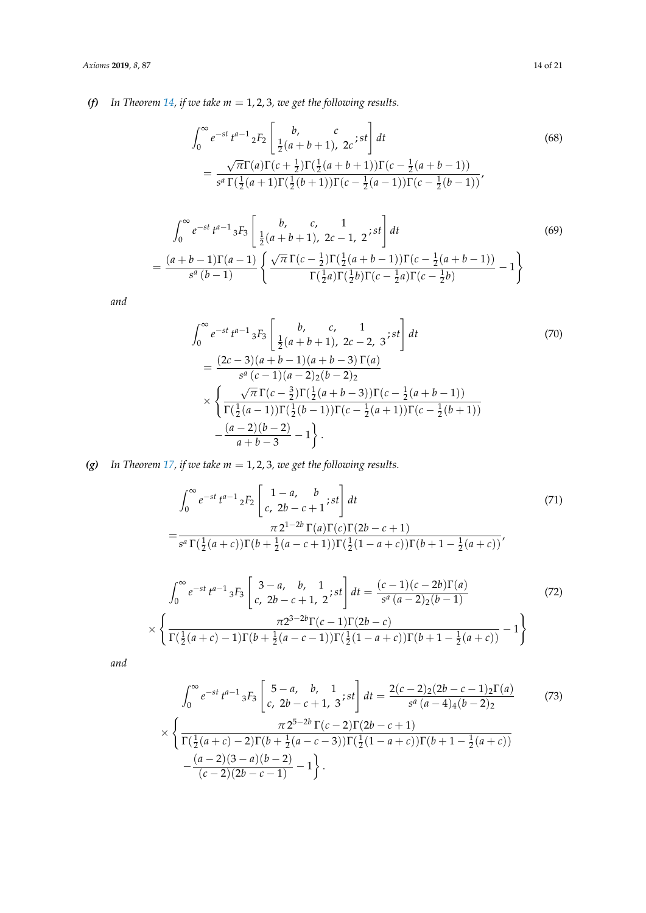***(f)*** *In Theorem 14, if we take $m = 1, 2, 3$, we get the following results.*

$$\int_0^\infty e^{-st}\, t^{a-1}\, {}_2F_2\left[\begin{matrix} b, & c \\ \frac{1}{2}(a+b+1), & 2c \end{matrix}; st\right] dt = \frac{\sqrt{\pi}\Gamma(a)\Gamma(c+\frac{1}{2})\Gamma(\frac{1}{2}(a+b+1))\Gamma(c-\frac{1}{2}(a+b-1))}{s^a\,\Gamma(\frac{1}{2}(a+1)\Gamma(\frac{1}{2}(b+1))\Gamma(c-\frac{1}{2}(a-1))\Gamma(c-\frac{1}{2}(b-1))}, \tag{68}$$

$$\int_0^\infty e^{-st}\, t^{a-1}\, {}_3F_3\left[\begin{matrix} b, & c, & 1 \\ \frac{1}{2}(a+b+1), & 2c-1, & 2 \end{matrix}; st\right] dt = \frac{(a+b-1)\Gamma(a-1)}{s^a\,(b-1)}\left\{\frac{\sqrt{\pi}\,\Gamma(c-\frac{1}{2})\Gamma(\frac{1}{2}(a+b-1))\Gamma(c-\frac{1}{2}(a+b-1))}{\Gamma(\frac{1}{2}a)\Gamma(\frac{1}{2}b)\Gamma(c-\frac{1}{2}a)\Gamma(c-\frac{1}{2}b)} - 1\right\} \tag{69}$$

*and*

$$\begin{aligned}\int_0^\infty e^{-st}\, t^{a-1}\, {}_3F_3\left[\begin{matrix} b, & c, & 1 \\ \frac{1}{2}(a+b+1), & 2c-2, & 3 \end{matrix}; st\right] dt &= \frac{(2c-3)(a+b-1)(a+b-3)\,\Gamma(a)}{s^a\,(c-1)(a-2)_2(b-2)_2} \\ &\times \left\{\frac{\sqrt{\pi}\,\Gamma(c-\frac{3}{2})\Gamma(\frac{1}{2}(a+b-3))\Gamma(c-\frac{1}{2}(a+b-1))}{\Gamma(\frac{1}{2}(a-1))\Gamma(\frac{1}{2}(b-1))\Gamma(c-\frac{1}{2}(a+1))\Gamma(c-\frac{1}{2}(b+1))}\right. \\ &\left. -\frac{(a-2)(b-2)}{a+b-3} - 1\right\}.\end{aligned} \tag{70}$$

***(g)*** *In Theorem 17, if we take $m = 1, 2, 3$, we get the following results.*

$$\int_0^\infty e^{-st}\, t^{a-1}\, {}_2F_2\left[\begin{matrix} 1-a, & b \\ c, & 2b-c+1 \end{matrix}; st\right] dt = \frac{\pi\, 2^{1-2b}\,\Gamma(a)\Gamma(c)\Gamma(2b-c+1)}{s^a\,\Gamma(\frac{1}{2}(a+c))\Gamma(b+\frac{1}{2}(a-c+1))\Gamma(\frac{1}{2}(1-a+c))\Gamma(b+1-\frac{1}{2}(a+c))}, \tag{71}$$

$$\int_0^\infty e^{-st}\, t^{a-1}\, {}_3F_3\left[\begin{matrix} 3-a, & b, & 1 \\ c, & 2b-c+1, & 2 \end{matrix}; st\right] dt = \frac{(c-1)(c-2b)\Gamma(a)}{s^a\,(a-2)_2(b-1)} \times \left\{\frac{\pi 2^{3-2b}\Gamma(c-1)\Gamma(2b-c)}{\Gamma(\frac{1}{2}(a+c)-1)\Gamma(b+\frac{1}{2}(a-c-1))\Gamma(\frac{1}{2}(1-a+c))\Gamma(b+1-\frac{1}{2}(a+c))} - 1\right\} \tag{72}$$

*and*

$$\begin{aligned}\int_0^\infty e^{-st}\, t^{a-1}\, {}_3F_3\left[\begin{matrix} 5-a, & b, & 1 \\ c, & 2b-c+1, & 3 \end{matrix}; st\right] dt &= \frac{2(c-2)_2(2b-c-1)_2\Gamma(a)}{s^a\,(a-4)_4(b-2)_2} \\ \times \left\{\frac{\pi\, 2^{5-2b}\,\Gamma(c-2)\Gamma(2b-c+1)}{\Gamma(\frac{1}{2}(a+c)-2)\Gamma(b+\frac{1}{2}(a-c-3))\Gamma(\frac{1}{2}(1-a+c))\Gamma(b+1-\frac{1}{2}(a+c))}\right. \\ \left. -\frac{(a-2)(3-a)(b-2)}{(c-2)(2b-c-1)} - 1\right\}.\end{aligned} \tag{73}$$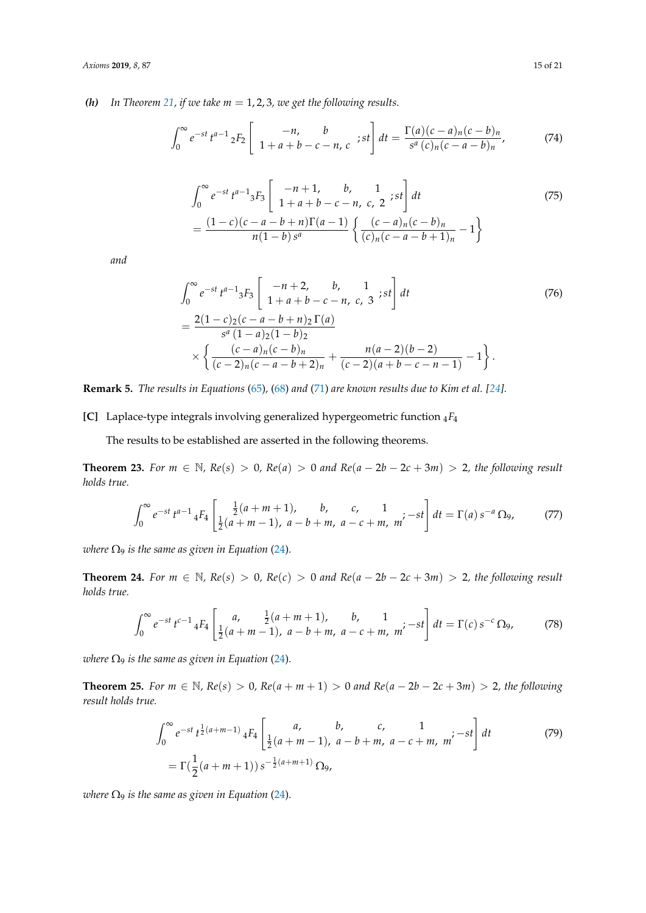***(h)*** *In Theorem 21, if we take $m = 1, 2, 3$, we get the following results.*

$$\int_0^\infty e^{-st}\, t^{a-1}\, {}_2F_2\left[\begin{array}{c} -n, \quad b \\ 1+a+b-c-n,\ c \end{array}; st\right] dt = \frac{\Gamma(a)(c-a)_n(c-b)_n}{s^a\,(c)_n(c-a-b)_n}, \tag{74}$$

$$\begin{aligned}
&\int_0^\infty e^{-st}\, t^{a-1}\, {}_3F_3\left[\begin{array}{c} -n+1, \quad b, \quad 1 \\ 1+a+b-c-n,\ c,\ 2 \end{array}; st\right] dt \\
&= \frac{(1-c)(c-a-b+n)\Gamma(a-1)}{n(1-b)\, s^a}\left\{\frac{(c-a)_n(c-b)_n}{(c)_n(c-a-b+1)_n} - 1\right\}
\end{aligned} \tag{75}$$

*and*

$$\begin{aligned}
&\int_0^\infty e^{-st}\, t^{a-1}\, {}_3F_3\left[\begin{array}{c} -n+2, \quad b, \quad 1 \\ 1+a+b-c-n,\ c,\ 3 \end{array}; st\right] dt \\
&= \frac{2(1-c)_2(c-a-b+n)_2\,\Gamma(a)}{s^a\,(1-a)_2(1-b)_2} \\
&\quad \times \left\{\frac{(c-a)_n(c-b)_n}{(c-2)_n(c-a-b+2)_n} + \frac{n(a-2)(b-2)}{(c-2)(a+b-c-n-1)} - 1\right\}.
\end{aligned} \tag{76}$$

**Remark 5.** *The results in Equations (65), (68) and (71) are known results due to Kim et al. [24].*

**[C]** Laplace-type integrals involving generalized hypergeometric function ${}_4F_4$

The results to be established are asserted in the following theorems.

**Theorem 23.** *For $m \in \mathbb{N}$, $Re(s) > 0$, $Re(a) > 0$ and $Re(a - 2b - 2c + 3m) > 2$, the following result holds true.*

$$\int_0^\infty e^{-st}\, t^{a-1}\, {}_4F_4\left[\begin{array}{c} \frac{1}{2}(a+m+1), \quad b, \quad c, \quad 1 \\ \frac{1}{2}(a+m-1),\ a-b+m,\ a-c+m,\ m \end{array}; -st\right] dt = \Gamma(a)\, s^{-a}\, \Omega_9, \tag{77}$$

*where $\Omega_9$ is the same as given in Equation (24).*

**Theorem 24.** *For $m \in \mathbb{N}$, $Re(s) > 0$, $Re(c) > 0$ and $Re(a - 2b - 2c + 3m) > 2$, the following result holds true.*

$$\int_0^\infty e^{-st}\, t^{c-1}\, {}_4F_4\left[\begin{array}{c} a, \quad \frac{1}{2}(a+m+1), \quad b, \quad 1 \\ \frac{1}{2}(a+m-1),\ a-b+m,\ a-c+m,\ m \end{array}; -st\right] dt = \Gamma(c)\, s^{-c}\, \Omega_9, \tag{78}$$

*where $\Omega_9$ is the same as given in Equation (24).*

**Theorem 25.** *For $m \in \mathbb{N}$, $Re(s) > 0$, $Re(a + m + 1) > 0$ and $Re(a - 2b - 2c + 3m) > 2$, the following result holds true.*

$$\begin{aligned}
&\int_0^\infty e^{-st}\, t^{\frac{1}{2}(a+m-1)}\, {}_4F_4\left[\begin{array}{c} a, \quad b, \quad c, \quad 1 \\ \frac{1}{2}(a+m-1),\ a-b+m,\ a-c+m,\ m \end{array}; -st\right] dt \\
&= \Gamma\left(\frac{1}{2}(a+m+1)\right) s^{-\frac{1}{2}(a+m+1)}\, \Omega_9,
\end{aligned} \tag{79}$$

*where $\Omega_9$ is the same as given in Equation (24).*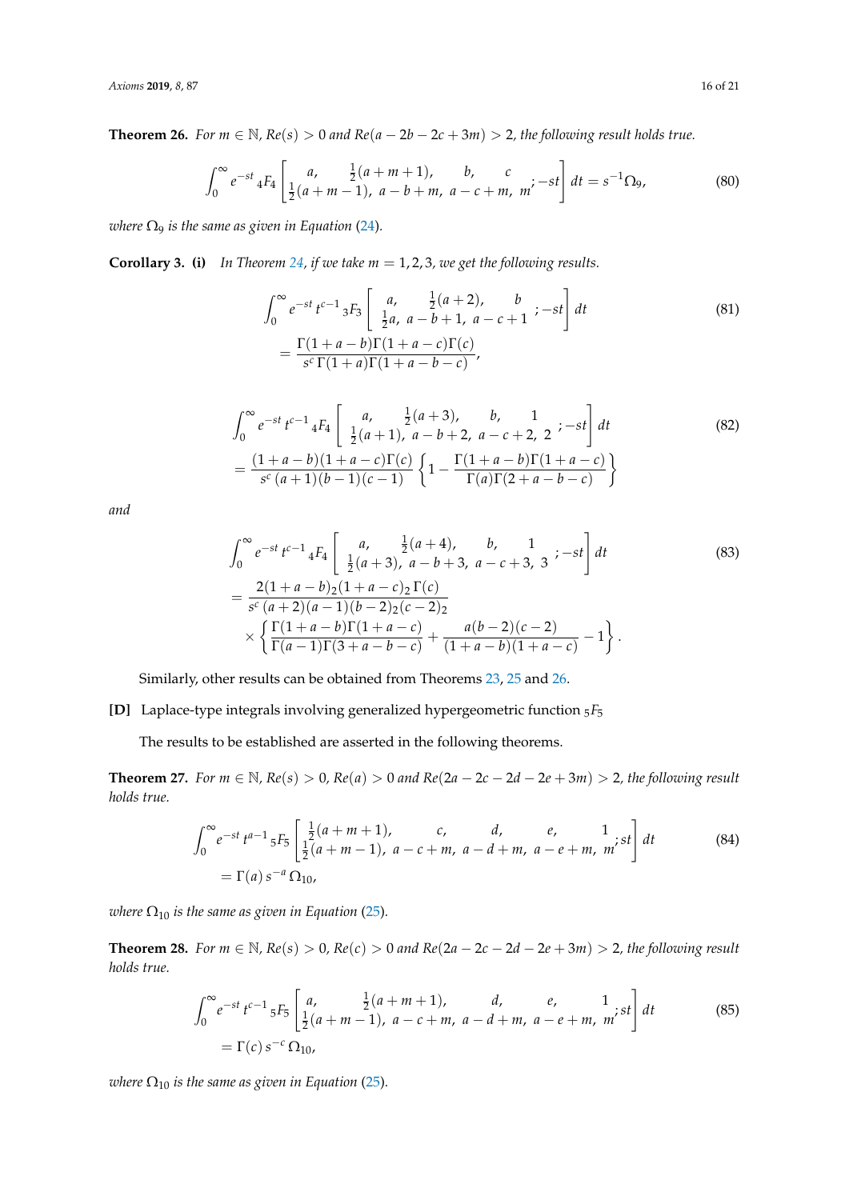**Theorem 26.** *For $m \in \mathbb{N}$, $Re(s) > 0$ and $Re(a - 2b - 2c + 3m) > 2$, the following result holds true.*

$$\int_0^\infty e^{-st} \, {}_4F_4 \left[ \begin{matrix} a, & \frac{1}{2}(a+m+1), & b, & c \\ \frac{1}{2}(a+m-1), & a-b+m, & a-c+m, & m \end{matrix} ; -st \right] dt = s^{-1} \Omega_9, \tag{80}$$

*where $\Omega_9$ is the same as given in Equation (24).*

**Corollary 3. (i)** *In Theorem 24, if we take $m = 1, 2, 3$, we get the following results.*

$$\begin{aligned} &\int_0^\infty e^{-st} \, t^{c-1} \, {}_3F_3 \left[ \begin{matrix} a, & \frac{1}{2}(a+2), & b \\ \frac{1}{2}a, & a-b+1, & a-c+1 \end{matrix} ; -st \right] dt \\ &= \frac{\Gamma(1+a-b)\Gamma(1+a-c)\Gamma(c)}{s^c \, \Gamma(1+a)\Gamma(1+a-b-c)}, \end{aligned} \tag{81}$$

$$\begin{aligned} &\int_0^\infty e^{-st} \, t^{c-1} \, {}_4F_4 \left[ \begin{matrix} a, & \frac{1}{2}(a+3), & b, & 1 \\ \frac{1}{2}(a+1), & a-b+2, & a-c+2, & 2 \end{matrix} ; -st \right] dt \\ &= \frac{(1+a-b)(1+a-c)\Gamma(c)}{s^c \, (a+1)(b-1)(c-1)} \left\{ 1 - \frac{\Gamma(1+a-b)\Gamma(1+a-c)}{\Gamma(a)\Gamma(2+a-b-c)} \right\} \end{aligned} \tag{82}$$

and

$$\begin{aligned} &\int_0^\infty e^{-st} \, t^{c-1} \, {}_4F_4 \left[ \begin{matrix} a, & \frac{1}{2}(a+4), & b, & 1 \\ \frac{1}{2}(a+3), & a-b+3, & a-c+3, & 3 \end{matrix} ; -st \right] dt \\ &= \frac{2(1+a-b)_2(1+a-c)_2 \, \Gamma(c)}{s^c \, (a+2)(a-1)(b-2)_2(c-2)_2} \\ &\quad \times \left\{ \frac{\Gamma(1+a-b)\Gamma(1+a-c)}{\Gamma(a-1)\Gamma(3+a-b-c)} + \frac{a(b-2)(c-2)}{(1+a-b)(1+a-c)} - 1 \right\}. \end{aligned} \tag{83}$$

Similarly, other results can be obtained from Theorems 23, 25 and 26.

**[D]** Laplace-type integrals involving generalized hypergeometric function ${}_5F_5$

The results to be established are asserted in the following theorems.

**Theorem 27.** *For $m \in \mathbb{N}$, $Re(s) > 0$, $Re(a) > 0$ and $Re(2a - 2c - 2d - 2e + 3m) > 2$, the following result holds true.*

$$\begin{aligned} &\int_0^\infty e^{-st} \, t^{a-1} \, {}_5F_5 \left[ \begin{matrix} \frac{1}{2}(a+m+1), & c, & d, & e, & 1 \\ \frac{1}{2}(a+m-1), & a-c+m, & a-d+m, & a-e+m, & m \end{matrix} ; st \right] dt \\ &= \Gamma(a) \, s^{-a} \, \Omega_{10}, \end{aligned} \tag{84}$$

*where $\Omega_{10}$ is the same as given in Equation (25).*

**Theorem 28.** *For $m \in \mathbb{N}$, $Re(s) > 0$, $Re(c) > 0$ and $Re(2a - 2c - 2d - 2e + 3m) > 2$, the following result holds true.*

$$\begin{aligned} &\int_0^\infty e^{-st} \, t^{c-1} \, {}_5F_5 \left[ \begin{matrix} a, & \frac{1}{2}(a+m+1), & d, & e, & 1 \\ \frac{1}{2}(a+m-1), & a-c+m, & a-d+m, & a-e+m, & m \end{matrix} ; st \right] dt \\ &= \Gamma(c) \, s^{-c} \, \Omega_{10}, \end{aligned} \tag{85}$$

*where $\Omega_{10}$ is the same as given in Equation (25).*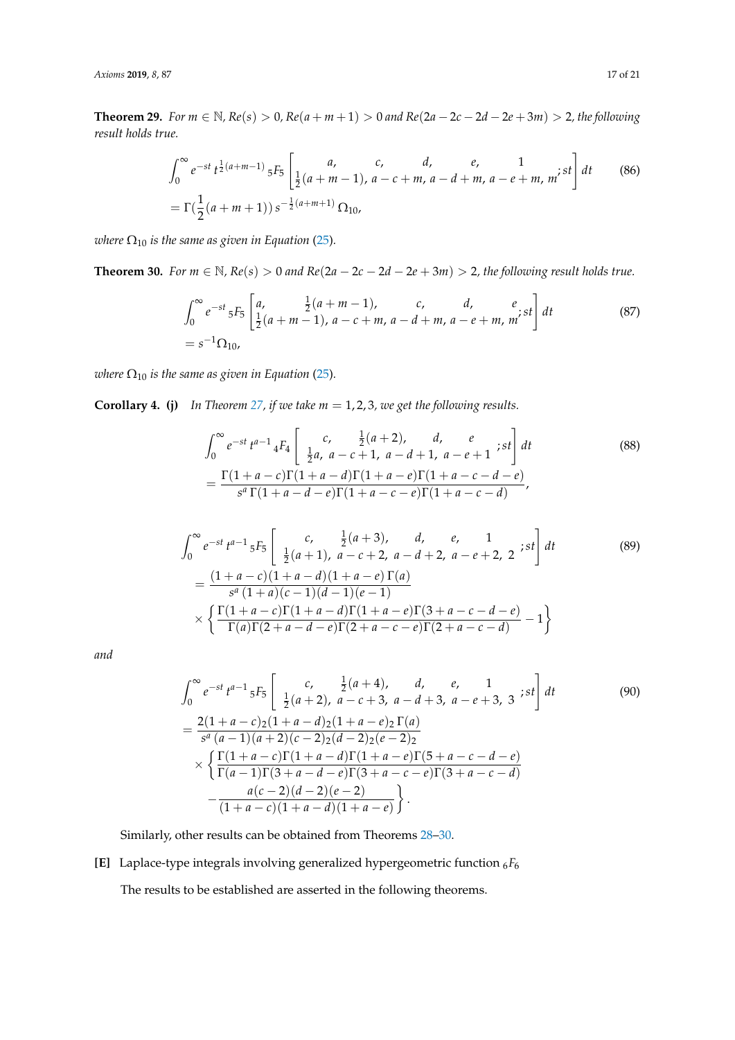**Theorem 29.** *For $m \in \mathbb{N}$, $Re(s) > 0$, $Re(a+m+1) > 0$ and $Re(2a-2c-2d-2e+3m) > 2$, the following result holds true.*

$$\int_0^\infty e^{-st}\, t^{\frac{1}{2}(a+m-1)}\, {}_5F_5\left[\begin{matrix} a, & c, & d, & e, & 1 \\ \frac{1}{2}(a+m-1), & a-c+m, & a-d+m, & a-e+m, & m \end{matrix}; st\right] dt \tag{86}$$
$$= \Gamma(\frac{1}{2}(a+m+1))\, s^{-\frac{1}{2}(a+m+1)}\, \Omega_{10},$$

*where $\Omega_{10}$ is the same as given in Equation (25).*

**Theorem 30.** *For $m \in \mathbb{N}$, $Re(s) > 0$ and $Re(2a-2c-2d-2e+3m) > 2$, the following result holds true.*

$$\int_0^\infty e^{-st}\, {}_5F_5\left[\begin{matrix} a, & \frac{1}{2}(a+m-1), & c, & d, & e \\ \frac{1}{2}(a+m-1), & a-c+m, & a-d+m, & a-e+m, & m \end{matrix}; st\right] dt \tag{87}$$
$$= s^{-1}\Omega_{10},$$

*where $\Omega_{10}$ is the same as given in Equation (25).*

**Corollary 4. (j)** *In Theorem 27, if we take $m = 1, 2, 3$, we get the following results.*

$$\int_0^\infty e^{-st}\, t^{a-1}\, {}_4F_4\left[\begin{matrix} c, & \frac{1}{2}(a+2), & d, & e \\ \frac{1}{2}a, & a-c+1, & a-d+1, & a-e+1 \end{matrix}; st\right] dt \tag{88}$$
$$= \frac{\Gamma(1+a-c)\Gamma(1+a-d)\Gamma(1+a-e)\Gamma(1+a-c-d-e)}{s^a\,\Gamma(1+a-d-e)\Gamma(1+a-c-e)\Gamma(1+a-c-d)},$$

$$\int_0^\infty e^{-st}\, t^{a-1}\, {}_5F_5\left[\begin{matrix} c, & \frac{1}{2}(a+3), & d, & e, & 1 \\ \frac{1}{2}(a+1), & a-c+2, & a-d+2, & a-e+2, & 2 \end{matrix}; st\right] dt \tag{89}$$
$$= \frac{(1+a-c)(1+a-d)(1+a-e)\,\Gamma(a)}{s^a\,(1+a)(c-1)(d-1)(e-1)}$$
$$\times \left\{ \frac{\Gamma(1+a-c)\Gamma(1+a-d)\Gamma(1+a-e)\Gamma(3+a-c-d-e)}{\Gamma(a)\Gamma(2+a-d-e)\Gamma(2+a-c-e)\Gamma(2+a-c-d)} - 1 \right\}$$

*and*

$$\int_0^\infty e^{-st}\, t^{a-1}\, {}_5F_5\left[\begin{matrix} c, & \frac{1}{2}(a+4), & d, & e, & 1 \\ \frac{1}{2}(a+2), & a-c+3, & a-d+3, & a-e+3, & 3 \end{matrix}; st\right] dt \tag{90}$$
$$= \frac{2(1+a-c)_2(1+a-d)_2(1+a-e)_2\,\Gamma(a)}{s^a\,(a-1)(a+2)(c-2)_2(d-2)_2(e-2)_2}$$
$$\times \left\{ \frac{\Gamma(1+a-c)\Gamma(1+a-d)\Gamma(1+a-e)\Gamma(5+a-c-d-e)}{\Gamma(a-1)\Gamma(3+a-d-e)\Gamma(3+a-c-e)\Gamma(3+a-c-d)} \right.$$
$$\left. - \frac{a(c-2)(d-2)(e-2)}{(1+a-c)(1+a-d)(1+a-e)} \right\}.$$

Similarly, other results can be obtained from Theorems 28–30.

**[E]** Laplace-type integrals involving generalized hypergeometric function ${}_6F_6$

The results to be established are asserted in the following theorems.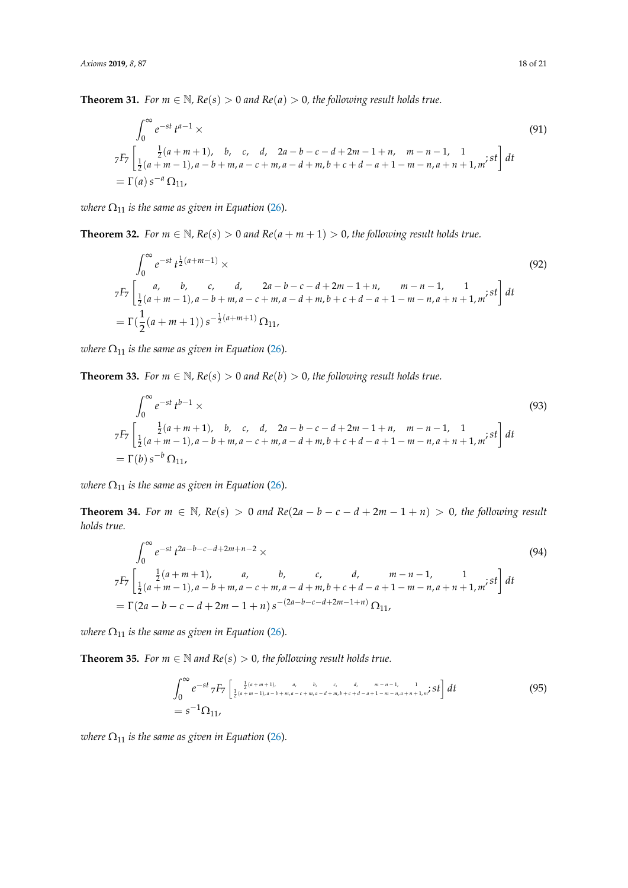**Theorem 31.** *For $m \in \mathbb{N}$, $Re(s) > 0$ and $Re(a) > 0$, the following result holds true.*

$$\int_0^\infty e^{-st}\, t^{a-1} \times \tag{91}$$

$${}_7F_7\left[\begin{matrix} \frac{1}{2}(a+m+1), & b, & c, & d, & 2a-b-c-d+2m-1+n, & m-n-1, & 1 \\ \frac{1}{2}(a+m-1), a-b+m, a-c+m, a-d+m, b+c+d-a+1-m-n, a+n+1, m \end{matrix}; st\right] dt$$

$$= \Gamma(a)\, s^{-a}\, \Omega_{11},$$

*where $\Omega_{11}$ is the same as given in Equation (26).*

**Theorem 32.** *For $m \in \mathbb{N}$, $Re(s) > 0$ and $Re(a+m+1) > 0$, the following result holds true.*

$$\int_0^\infty e^{-st}\, t^{\frac{1}{2}(a+m-1)} \times \tag{92}$$

$${}_7F_7\left[\begin{matrix} a, & b, & c, & d, & 2a-b-c-d+2m-1+n, & m-n-1, & 1 \\ \frac{1}{2}(a+m-1), a-b+m, a-c+m, a-d+m, b+c+d-a+1-m-n, a+n+1, m \end{matrix}; st\right] dt$$

$$= \Gamma(\frac{1}{2}(a+m+1))\, s^{-\frac{1}{2}(a+m+1)}\, \Omega_{11},$$

*where $\Omega_{11}$ is the same as given in Equation (26).*

**Theorem 33.** *For $m \in \mathbb{N}$, $Re(s) > 0$ and $Re(b) > 0$, the following result holds true.*

$$\int_0^\infty e^{-st}\, t^{b-1} \times \tag{93}$$

$${}_7F_7\left[\begin{matrix} \frac{1}{2}(a+m+1), & b, & c, & d, & 2a-b-c-d+2m-1+n, & m-n-1, & 1 \\ \frac{1}{2}(a+m-1), a-b+m, a-c+m, a-d+m, b+c+d-a+1-m-n, a+n+1, m \end{matrix}; st\right] dt$$

$$= \Gamma(b)\, s^{-b}\, \Omega_{11},$$

*where $\Omega_{11}$ is the same as given in Equation (26).*

**Theorem 34.** *For $m \in \mathbb{N}$, $Re(s) > 0$ and $Re(2a-b-c-d+2m-1+n) > 0$, the following result holds true.*

$$\int_0^\infty e^{-st}\, t^{2a-b-c-d+2m+n-2} \times \tag{94}$$

$${}_7F_7\left[\begin{matrix} \frac{1}{2}(a+m+1), & a, & b, & c, & d, & m-n-1, & 1 \\ \frac{1}{2}(a+m-1), a-b+m, a-c+m, a-d+m, b+c+d-a+1-m-n, a+n+1, m \end{matrix}; st\right] dt$$

$$= \Gamma(2a-b-c-d+2m-1+n)\, s^{-(2a-b-c-d+2m-1+n)}\, \Omega_{11},$$

*where $\Omega_{11}$ is the same as given in Equation (26).*

**Theorem 35.** *For $m \in \mathbb{N}$ and $Re(s) > 0$, the following result holds true.*

$$\int_0^\infty e^{-st}\, {}_7F_7\left[\begin{matrix} \frac{1}{2}(a+m+1), & a, & b, & c, & d, & m-n-1, & 1 \\ \frac{1}{2}(a+m-1), a-b+m, a-c+m, a-d+m, b+c+d-a+1-m-n, a+n+1, m \end{matrix}; st\right] dt \tag{95}$$

$$= s^{-1}\Omega_{11},$$

*where $\Omega_{11}$ is the same as given in Equation (26).*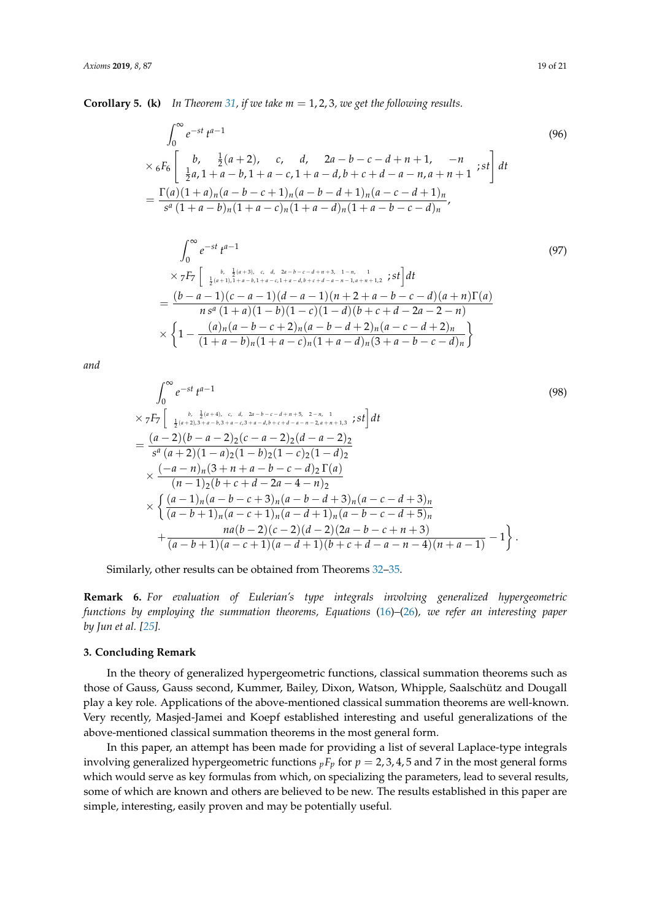**Corollary 5. (k)** *In Theorem 31, if we take $m = 1, 2, 3$, we get the following results.*

$$
\begin{aligned}
&\int_0^\infty e^{-st}\, t^{a-1} \\
&\times {}_6F_6\left[\begin{matrix} b, & \frac{1}{2}(a+2), & c, & d, & 2a-b-c-d+n+1, & -n \\ \frac{1}{2}a, & 1+a-b, & 1+a-c, & 1+a-d, & b+c+d-a-n, & a+n+1 \end{matrix}; st\right] dt \\
&= \frac{\Gamma(a)(1+a)_n(a-b-c+1)_n(a-b-d+1)_n(a-c-d+1)_n}{s^a\,(1+a-b)_n(1+a-c)_n(1+a-d)_n(1+a-b-c-d)_n},
\end{aligned} \tag{96}
$$

$$
\begin{aligned}
&\int_0^\infty e^{-st}\, t^{a-1} \\
&\times {}_7F_7\left[\begin{matrix} b, & \frac{1}{2}(a+3), & c, & d, & 2a-b-c-d+n+3, & 1-n, & 1 \\ \frac{1}{2}(a+1), & 1+a-b, & 1+a-c, & 1+a-d, & b+c+d-a-n-1, & a+n+1, & 2 \end{matrix}; st\right] dt \\
&= \frac{(b-a-1)(c-a-1)(d-a-1)(n+2+a-b-c-d)(a+n)\Gamma(a)}{n\, s^a\,(1+a)(1-b)(1-c)(1-d)(b+c+d-2a-2-n)} \\
&\times \left\{1 - \frac{(a)_n(a-b-c+2)_n(a-b-d+2)_n(a-c-d+2)_n}{(1+a-b)_n(1+a-c)_n(1+a-d)_n(3+a-b-c-d)_n}\right\}
\end{aligned} \tag{97}
$$

*and*

$$
\begin{aligned}
&\int_0^\infty e^{-st}\, t^{a-1} \\
&\times {}_7F_7\left[\begin{matrix} b, & \frac{1}{2}(a+4), & c, & d, & 2a-b-c-d+n+5, & 2-n, & 1 \\ \frac{1}{2}(a+2), & 3+a-b, & 3+a-c, & 3+a-d, & b+c+d-a-n-2, & a+n+1, & 3 \end{matrix}; st\right] dt \\
&= \frac{(a-2)(b-a-2)_2(c-a-2)_2(d-a-2)_2}{s^a\,(a+2)(1-a)_2(1-b)_2(1-c)_2(1-d)_2} \\
&\times \frac{(-a-n)_n(3+n+a-b-c-d)_2\,\Gamma(a)}{(n-1)_2(b+c+d-2a-4-n)_2} \\
&\times \left\{\frac{(a-1)_n(a-b-c+3)_n(a-b-d+3)_n(a-c-d+3)_n}{(a-b+1)_n(a-c+1)_n(a-d+1)_n(a-b-c-d+5)_n}\right. \\
&\left. + \frac{na(b-2)(c-2)(d-2)(2a-b-c+n+3)}{(a-b+1)(a-c+1)(a-d+1)(b+c+d-a-n-4)(n+a-1)} - 1\right\}.
\end{aligned} \tag{98}
$$

Similarly, other results can be obtained from Theorems 32–35.

**Remark 6.** *For evaluation of Eulerian's type integrals involving generalized hypergeometric functions by employing the summation theorems, Equations (16)–(26), we refer an interesting paper by Jun et al. [25].*

## 3. Concluding Remark

In the theory of generalized hypergeometric functions, classical summation theorems such as those of Gauss, Gauss second, Kummer, Bailey, Dixon, Watson, Whipple, Saalschütz and Dougall play a key role. Applications of the above-mentioned classical summation theorems are well-known. Very recently, Masjed-Jamei and Koepf established interesting and useful generalizations of the above-mentioned classical summation theorems in the most general form.

In this paper, an attempt has been made for providing a list of several Laplace-type integrals involving generalized hypergeometric functions ${}_pF_p$ for $p = 2, 3, 4, 5$ and $7$ in the most general forms which would serve as key formulas from which, on specializing the parameters, lead to several results, some of which are known and others are believed to be new. The results established in this paper are simple, interesting, easily proven and may be potentially useful.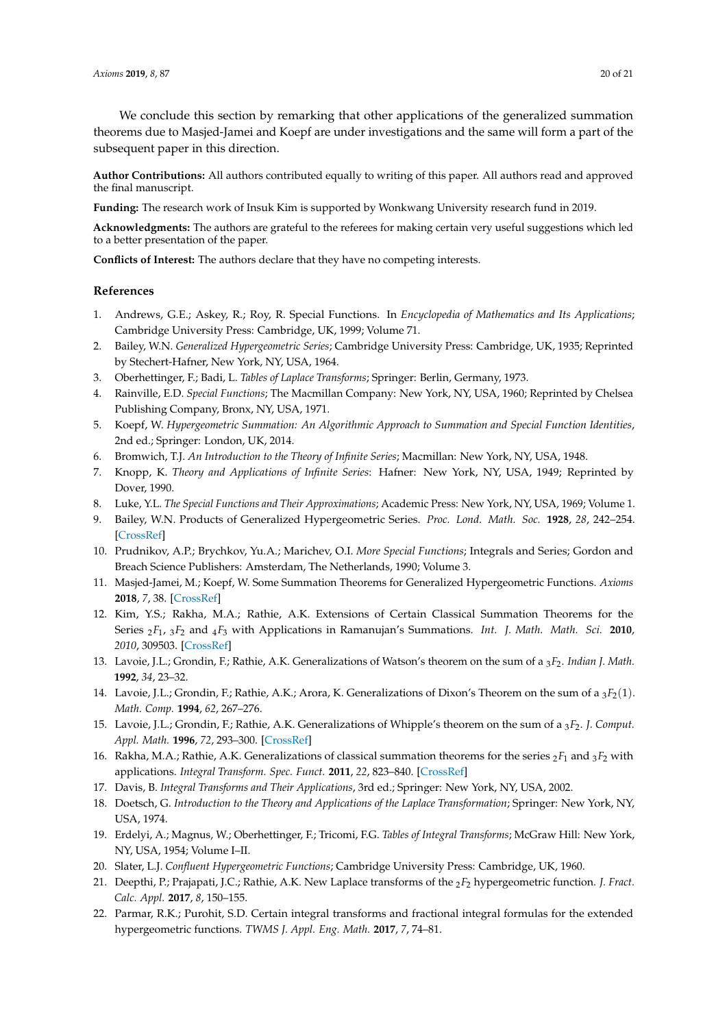We conclude this section by remarking that other applications of the generalized summation theorems due to Masjed-Jamei and Koepf are under investigations and the same will form a part of the subsequent paper in this direction.

**Author Contributions:** All authors contributed equally to writing of this paper. All authors read and approved the final manuscript.

**Funding:** The research work of Insuk Kim is supported by Wonkwang University research fund in 2019.

**Acknowledgments:** The authors are grateful to the referees for making certain very useful suggestions which led to a better presentation of the paper.

**Conflicts of Interest:** The authors declare that they have no competing interests.

## References

1. Andrews, G.E.; Askey, R.; Roy, R. Special Functions. In *Encyclopedia of Mathematics and Its Applications*; Cambridge University Press: Cambridge, UK, 1999; Volume 71.
2. Bailey, W.N. *Generalized Hypergeometric Series*; Cambridge University Press: Cambridge, UK, 1935; Reprinted by Stechert-Hafner, New York, NY, USA, 1964.
3. Oberhettinger, F.; Badi, L. *Tables of Laplace Transforms*; Springer: Berlin, Germany, 1973.
4. Rainville, E.D. *Special Functions*; The Macmillan Company: New York, NY, USA, 1960; Reprinted by Chelsea Publishing Company, Bronx, NY, USA, 1971.
5. Koepf, W. *Hypergeometric Summation: An Algorithmic Approach to Summation and Special Function Identities*, 2nd ed.; Springer: London, UK, 2014.
6. Bromwich, T.J. *An Introduction to the Theory of Infinite Series*; Macmillan: New York, NY, USA, 1948.
7. Knopp, K. *Theory and Applications of Infinite Series*: Hafner: New York, NY, USA, 1949; Reprinted by Dover, 1990.
8. Luke, Y.L. *The Special Functions and Their Approximations*; Academic Press: New York, NY, USA, 1969; Volume 1.
9. Bailey, W.N. Products of Generalized Hypergeometric Series. *Proc. Lond. Math. Soc.* **1928**, *28*, 242–254. [CrossRef]
10. Prudnikov, A.P.; Brychkov, Yu.A.; Marichev, O.I. *More Special Functions*; Integrals and Series; Gordon and Breach Science Publishers: Amsterdam, The Netherlands, 1990; Volume 3.
11. Masjed-Jamei, M.; Koepf, W. Some Summation Theorems for Generalized Hypergeometric Functions. *Axioms* **2018**, *7*, 38. [CrossRef]
12. Kim, Y.S.; Rakha, M.A.; Rathie, A.K. Extensions of Certain Classical Summation Theorems for the Series ${}_2F_1$, ${}_3F_2$ and ${}_4F_3$ with Applications in Ramanujan's Summations. *Int. J. Math. Math. Sci.* **2010**, *2010*, 309503. [CrossRef]
13. Lavoie, J.L.; Grondin, F.; Rathie, A.K. Generalizations of Watson's theorem on the sum of a ${}_3F_2$. *Indian J. Math.* **1992**, *34*, 23–32.
14. Lavoie, J.L.; Grondin, F.; Rathie, A.K.; Arora, K. Generalizations of Dixon's Theorem on the sum of a ${}_3F_2(1)$. *Math. Comp.* **1994**, *62*, 267–276.
15. Lavoie, J.L.; Grondin, F.; Rathie, A.K. Generalizations of Whipple's theorem on the sum of a ${}_3F_2$. *J. Comput. Appl. Math.* **1996**, *72*, 293–300. [CrossRef]
16. Rakha, M.A.; Rathie, A.K. Generalizations of classical summation theorems for the series ${}_2F_1$ and ${}_3F_2$ with applications. *Integral Transform. Spec. Funct.* **2011**, *22*, 823–840. [CrossRef]
17. Davis, B. *Integral Transforms and Their Applications*, 3rd ed.; Springer: New York, NY, USA, 2002.
18. Doetsch, G. *Introduction to the Theory and Applications of the Laplace Transformation*; Springer: New York, NY, USA, 1974.
19. Erdelyi, A.; Magnus, W.; Oberhettinger, F.; Tricomi, F.G. *Tables of Integral Transforms*; McGraw Hill: New York, NY, USA, 1954; Volume I–II.
20. Slater, L.J. *Confluent Hypergeometric Functions*; Cambridge University Press: Cambridge, UK, 1960.
21. Deepthi, P.; Prajapati, J.C.; Rathie, A.K. New Laplace transforms of the ${}_2F_2$ hypergeometric function. *J. Fract. Calc. Appl.* **2017**, *8*, 150–155.
22. Parmar, R.K.; Purohit, S.D. Certain integral transforms and fractional integral formulas for the extended hypergeometric functions. *TWMS J. Appl. Eng. Math.* **2017**, *7*, 74–81.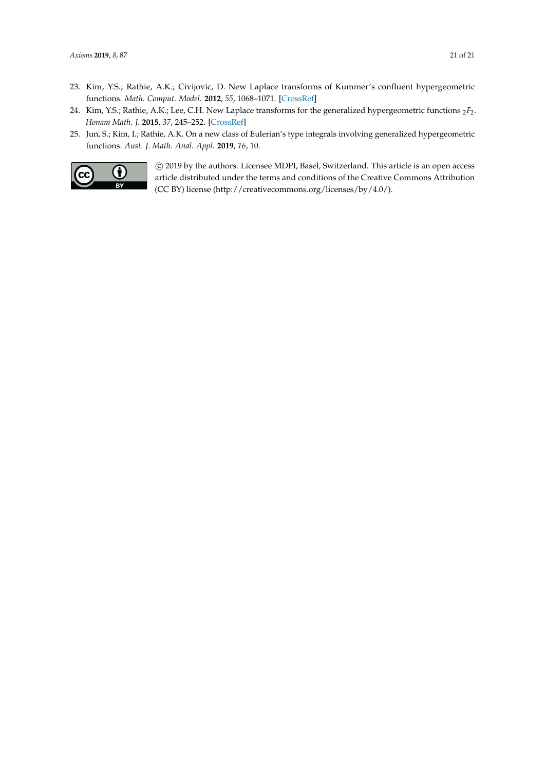23. Kim, Y.S.; Rathie, A.K.; Civijovic, D. New Laplace transforms of Kummer's confluent hypergeometric functions. *Math. Comput. Model.* **2012**, *55*, 1068–1071. [CrossRef]
24. Kim, Y.S.; Rathie, A.K.; Lee, C.H. New Laplace transforms for the generalized hypergeometric functions ${}_2F_2$. *Honam Math. J.* **2015**, *37*, 245–252. [CrossRef]
25. Jun, S.; Kim, I.; Rathie, A.K. On a new class of Eulerian's type integrals involving generalized hypergeometric functions. *Aust. J. Math. Anal. Appl.* **2019**, *16*, 10.

© 2019 by the authors. Licensee MDPI, Basel, Switzerland. This article is an open access article distributed under the terms and conditions of the Creative Commons Attribution (CC BY) license (http://creativecommons.org/licenses/by/4.0/).